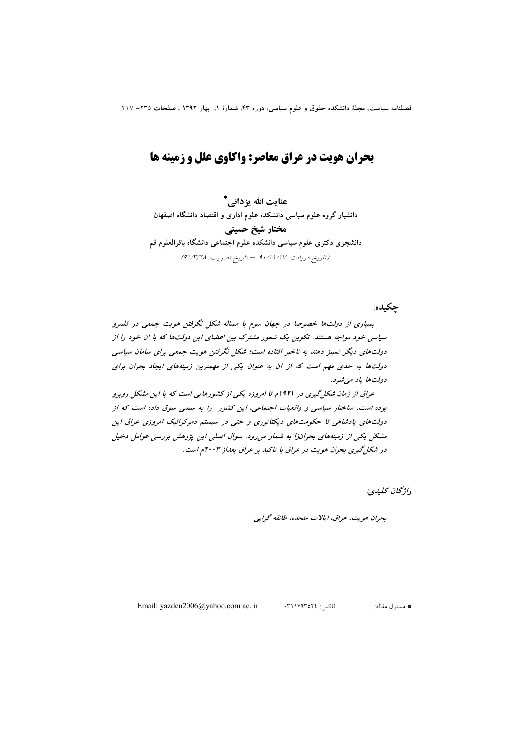# بحران هویت در عراق معاصر: واکاوی علل و زمینه ها

**عنایت الله یزدانی***

دانشیار گروه علوم سیاسی دانشکده علوم اداری و اقتصاد دانشگاه اصفهان

**مختار شیخ حسینی**

دانشجوی دکتری علوم سیاسی دانشکده علوم اجتماعی دانشگاه باقرالعلوم قم

*(تاریخ دریافت: ۹۰/۱۱/۱۷ – تاریخ تصویب: ۹۱/۳/۲۸)*

**چکیده:**

*بسیاری از دولت‌ها خصوصا در جهان سوم با مساله شکل نگرفتن هویت جمعی در قلمرو سیاسی خود مواجه هستند. تکوین یک شعور مشترک بین اعضای این دولت‌ها که با آن خود را از دولت‌های دیگر تمییز دهند به تاخیر افتاده است؛ شکل نگرفتن هویت جمعی برای سامان سیاسی دولت‌ها به حدی مهم است که از آن به عنوان یکی از مهمترین زمینه‌های ایجاد بحران برای دولت‌ها یاد می‌شود.*

*عراق از زمان شکل‌گیری در ۱۹۲۱م تا امروزه یکی از کشورهایی است که با این مشکل روبرو بوده است. ساختار سیاسی و واقعیات اجتماعی، این کشور را به سمتی سوق داده است که از دولت‌های پادشاهی تا حکومت‌های دیکتاتوری و حتی در سیستم دموکراتیک امروزی عراق این مشکل یکی از زمینه‌های بحران‌زا به شمار می‌رود. سوال اصلی این پژوهش بررسی عوامل دخیل در شکل‌گیری بحران هویت در عراق با تاکید بر عراق بعداز ۲۰۰۳م است.*

*واژگان کلیدی:*

*بحران هویت، عراق، ایالات متحده، طائفه گرایی*

---

* مسئول مقاله: فاکس: ۰۳۱۱۷۹۳۵۲٤ Email: yazden2006@yahoo.com ac. ir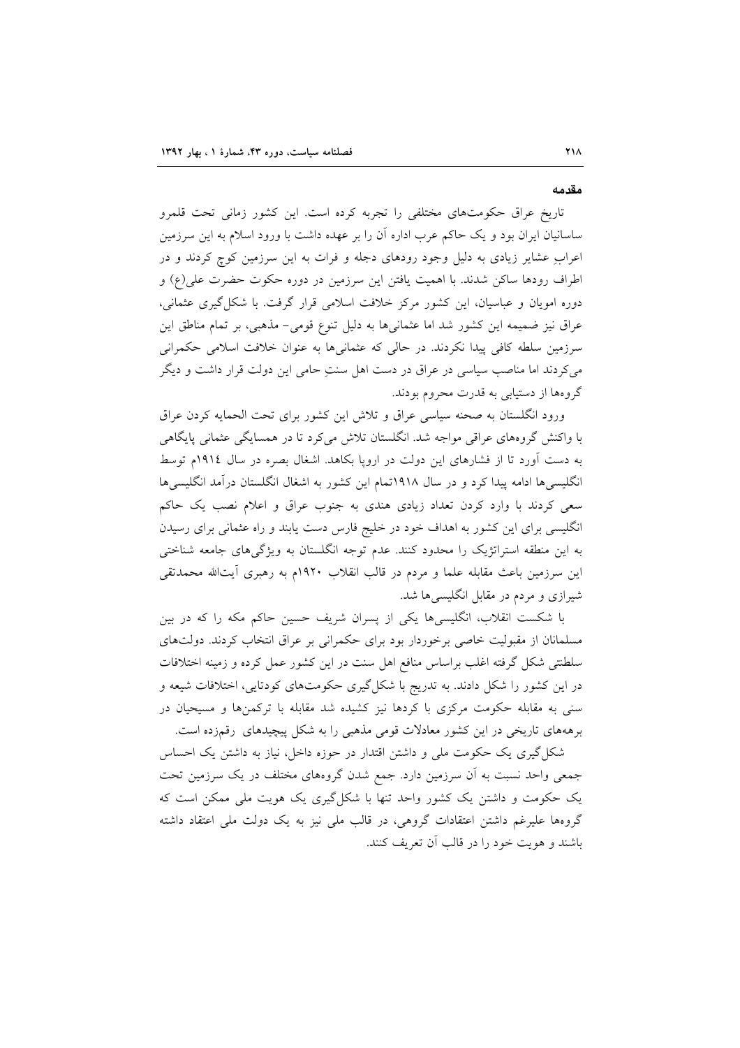## مقدمه

تاریخ عراق حکومت‌های مختلفی را تجربه کرده است. این کشور زمانی تحت قلمرو ساسانیان ایران بود و یک حاکم عرب اداره آن را بر عهده داشت با ورود اسلام به این سرزمین اعرابِ عشایر زیادی به دلیل وجود رودهای دجله و فرات به این سرزمین کوچ کردند و در اطراف رودها ساکن شدند. با اهمیت یافتن این سرزمین در دوره حکوت حضرت علی(ع) و دوره امویان و عباسیان، این کشور مرکز خلافت اسلامی قرار گرفت. با شکل‌گیری عثمانی، عراق نیز ضمیمه این کشور شد اما عثمانی‌ها به دلیل تنوع قومی- مذهبی، بر تمام مناطق این سرزمین سلطه کافی پیدا نکردند. در حالی که عثمانی‌ها به عنوان خلافت اسلامی حکمرانی می‌کردند اما مناصب سیاسی در عراق در دست اهل سنتِ حامی این دولت قرار داشت و دیگر گروه‌ها از دستیابی به قدرت محروم بودند.

ورود انگلستان به صحنه سیاسی عراق و تلاش این کشور برای تحت الحمایه کردن عراق با واکنش گروه‌های عراقی مواجه شد. انگلستان تلاش می‌کرد تا در همسایگی عثمانی پایگاهی به دست آورد تا از فشارهای این دولت در اروپا بکاهد. اشغال بصره در سال ۱۹۱۴م توسط انگلیسی‌ها ادامه پیدا کرد و در سال ۱۹۱۸تمام این کشور به اشغال انگلستان درآمد انگلیسی‌ها سعی کردند با وارد کردن تعداد زیادی هندی به جنوب عراق و اعلام نصب یک حاکم انگلیسی برای این کشور به اهداف خود در خلیج فارس دست یابند و راه عثمانی برای رسیدن به این منطقه استراتژیک را محدود کنند. عدم توجه انگلستان به ویژگی‌های جامعه شناختی این سرزمین باعث مقابله علما و مردم در قالب انقلاب ۱۹۲۰م به رهبری آیت‌الله محمدتقی شیرازی و مردم در مقابل انگلیسی‌ها شد.

با شکست انقلاب، انگلیسی‌ها یکی از پسران شریف حسین حاکم مکه را که در بین مسلمانان از مقبولیت خاصی برخوردار بود برای حکمرانی بر عراق انتخاب کردند. دولت‌های سلطنتی شکل گرفته اغلب براساس منافع اهل سنت در این کشور عمل کرده و زمینه اختلافات در این کشور را شکل دادند. به تدریج با شکل‌گیری حکومت‌های کودتایی، اختلافات شیعه و سنی به مقابله حکومت مرکزی با کردها نیز کشیده شد مقابله با ترکمن‌ها و مسیحیان در برهه‌های تاریخی در این کشور معادلات قومی مذهبی را به شکل پیچیده‌ای رقم‌زده است.

شکل‌گیری یک حکومت ملی و داشتن اقتدار در حوزه داخل، نیاز به داشتن یک احساس جمعی واحد نسبت به آن سرزمین دارد. جمع شدن گروه‌های مختلف در یک سرزمین تحت یک حکومت و داشتن یک کشور واحد تنها با شکل‌گیری یک هویت ملی ممکن است که گروه‌ها علیرغم داشتن اعتقادات گروهی، در قالب ملی نیز به یک دولت ملی اعتقاد داشته باشند و هویت خود را در قالب آن تعریف کنند.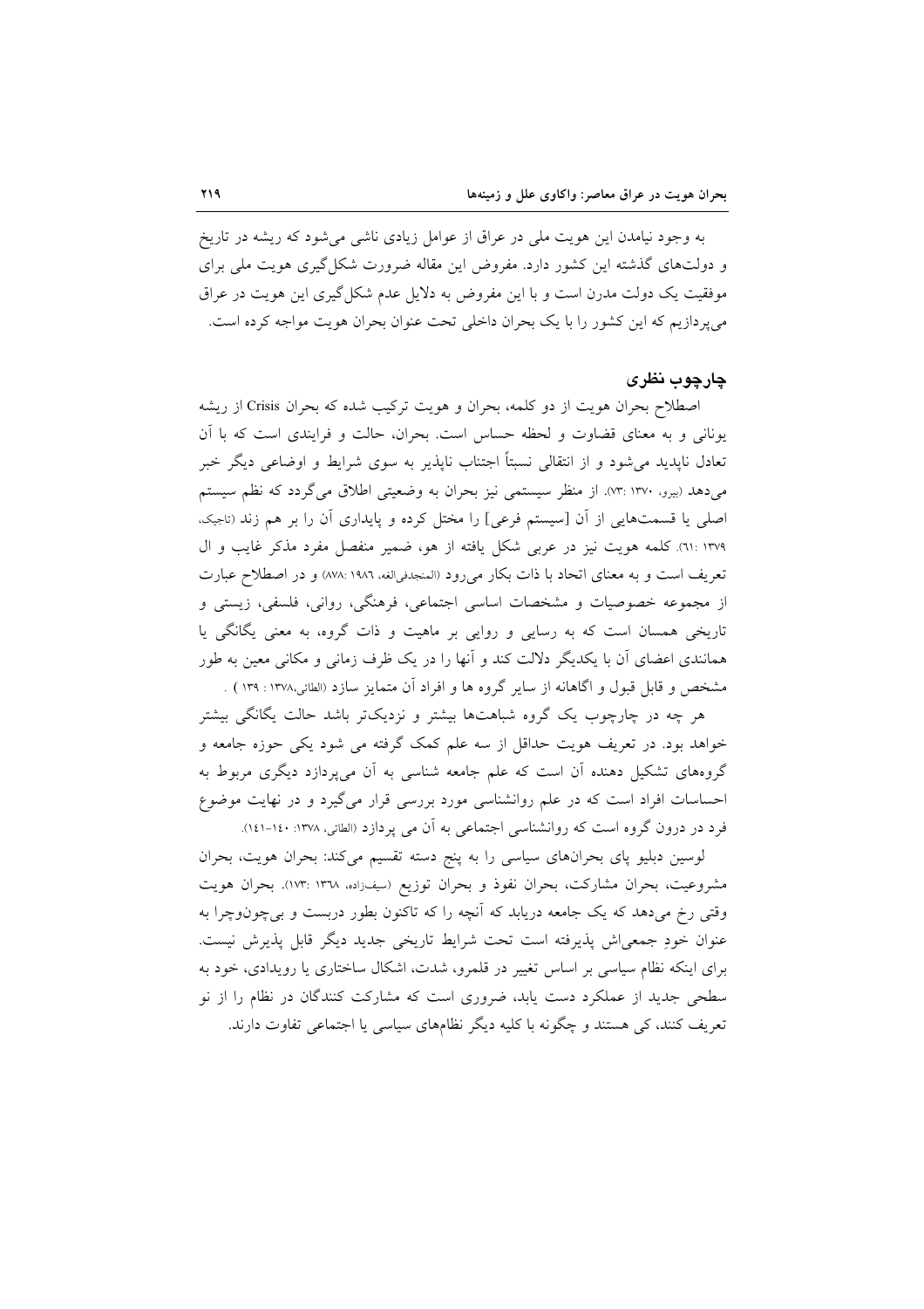به وجود نیامدن این هویت ملی در عراق از عوامل زیادی ناشی می‌شود که ریشه در تاریخ و دولت‌های گذشته این کشور دارد. مفروض این مقاله ضرورت شکل‌گیری هویت ملی برای موفقیت یک دولت مدرن است و با این مفروض به دلایل عدم شکل‌گیری این هویت در عراق می‌پردازیم که این کشور را با یک بحران داخلی تحت عنوان بحران هویت مواجه کرده است.

## چارچوب نظری

اصطلاح بحران هویت از دو کلمه، بحران و هویت ترکیب شده که بحران Crisis از ریشه یونانی و به معنای قضاوت و لحظه حساس است. بحران، حالت و فرایندی است که با آن تعادل ناپدید می‌شود و از انتقالی نسبتاً اجتناب ناپذیر به سوی شرایط و اوضاعی دیگر خبر می‌دهد (بیرو، ۱۳۷۰ :۷۳). از منظر سیستمی نیز بحران به وضعیتی اطلاق می‌گردد که نظم سیستم اصلی یا قسمت‌هایی از آن [سیستم فرعی] را مختل کرده و پایداری آن را بر هم زند (تاجیک، ۱۳۷۹ :۶۱). کلمه هویت نیز در عربی شکل یافته از هو، ضمیر منفصل مفرد مذکر غایب و ال تعریف است و به معنای اتحاد با ذات بکار می‌رود (المنجدفی‌الغه، ۱۹۸۶ :۸۷۸) و در اصطلاح عبارت از مجموعه خصوصیات و مشخصات اساسی اجتماعی، فرهنگی، روانی، فلسفی، زیستی و تاریخی همسان است که به رسایی و روایی بر ماهیت و ذات گروه، به معنی یگانگی یا همانندی اعضای آن با یکدیگر دلالت کند و آنها را در یک ظرف زمانی و مکانی معین به طور مشخص و قابل قبول و اگاهانه از سایر گروه ها و افراد آن متمایز سازد (الطائی،۱۳۷۸ : ۱۳۹ ) .

هر چه در چارچوب یک گروه شباهت‌ها بیشتر و نزدیک‌تر باشد حالت یگانگی بیشتر خواهد بود. در تعریف هویت حداقل از سه علم کمک گرفته می شود یکی حوزه جامعه و گروه‌های تشکیل دهنده آن است که علم جامعه شناسی به آن می‌پردازد دیگری مربوط به احساسات افراد است که در علم روانشناسی مورد بررسی قرار می‌گیرد و در نهایت موضوع فرد در درون گروه است که روانشناسی اجتماعی به آن می پردازد (الطائی، ۱۳۷۸: ۱۴۰-۱۴۱).

لوسین دبلیو پای بحران‌های سیاسی را به پنج دسته تقسیم می‌کند: بحران هویت، بحران مشروعیت، بحران مشارکت، بحران نفوذ و بحران توزیع (سیف‌زاده، ۱۳۶۸ :۱۷۳). بحران هویت وقتی رخ می‌دهد که یک جامعه دریابد که آنچه را که تاکنون بطور دربست و بی‌چون‌وچرا به عنوان خودِ جمعی‌اش پذیرفته است تحت شرایط تاریخی جدید دیگر قابل پذیرش نیست. برای اینکه نظام سیاسی بر اساس تغییر در قلمرو، شدت، اشکال ساختاری یا رویدادی، خود به سطحی جدید از عملکرد دست یابد، ضروری است که مشارکت کنندگان در نظام را از نو تعریف کنند، کی هستند و چگونه با کلیه دیگر نظام‌های سیاسی یا اجتماعی تفاوت دارند.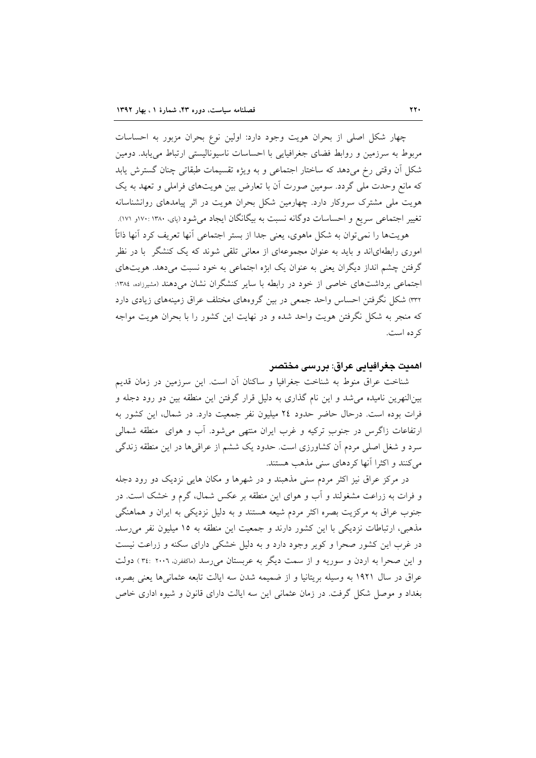چهار شکل اصلی از بحران هویت وجود دارد: اولین نوع بحران مزبور به احساسات مربوط به سرزمین و روابط فضای جغرافیایی با احساسات ناسیونالیستی ارتباط می‌یابد. دومین شکل آن وقتی رخ می‌دهد که ساختار اجتماعی و به ویژه تقسیمات طبقاتی چنان گسترش یابد که مانع وحدت ملی گردد. سومین صورت آن با تعارض بین هویت‌های فراملی و تعهد به یک هویت ملی مشترک سروکار دارد. چهارمین شکل بحران هویت در اثر پیامدهای روانشناسانه تغییر اجتماعی سریع و احساسات دوگانه نسبت به بیگانگان ایجاد می‌شود (پای، ۱۳۸۰ :۱۷۰و ۱۷۱).

هویت‌ها را نمی‌توان به شکل ماهوی، یعنی جدا از بستر اجتماعی آنها تعریف کرد آنها ذاتاً اموری رابطه‌ای‌اند و باید به عنوان مجموعه‌ای از معانی تلقی شوند که یک کنشگر با در نظر گرفتن چشم انداز دیگران یعنی به عنوان یک ابژه اجتماعی به خود نسبت می‌دهد. هویت‌های اجتماعی برداشت‌های خاصی از خود در رابطه با سایر کنشگران نشان می‌دهند (مشیرزاده، ۱۳۸٤: ۳۳۲) شکل نگرفتن احساس واحد جمعی در بین گروه‌های مختلف عراق زمینه‌های زیادی دارد که منجر به شکل نگرفتن هویت واحد شده و در نهایت این کشور را با بحران هویت مواجه کرده است.

## اهمیت جغرافیایی عراق: بررسی مختصر

شناخت عراق منوط به شناخت جغرافیا و ساکنان آن است. این سرزمین در زمان قدیم بین‌النهرین نامیده می‌شد و این نام گذاری به دلیل قرار گرفتن این منطقه بین دو رود دجله و فرات بوده است. درحال حاضر حدود ۲٤ میلیون نفر جمعیت دارد. در شمال، این کشور به ارتفاعات زاگرس در جنوبِ ترکیه و غرب ایران منتهی می‌شود. آب و هوای منطقه شمالی سرد و شغل اصلی مردم آن کشاورزی است. حدود یک ششم از عراقی‌ها در این منطقه زندگی می‌کنند و اکثرا آنها کردهای سنی مذهب هستند.

در مرکز عراق نیز اکثر مردم سنی مذهبند و در شهرها و مکان هایی نزدیک دو رود دجله و فرات به زراعت مشغولند و آب و هوای این منطقه بر عکس شمال، گرم و خشک است. در جنوب عراق به مرکزیت بصره اکثر مردم شیعه هستند و به دلیل نزدیکی به ایران و هماهنگی مذهبی، ارتباطات نزدیکی با این کشور دارند و جمعیت این منطقه به ۱۵ میلیون نفر می‌رسد. در غرب این کشور صحرا و کویر وجود دارد و به دلیل خشکی دارای سکنه و زراعت نیست و این صحرا به اردن و سوریه و از سمت دیگر به عربستان می‌رسد (ماکففرن، ۲۰۰٦ :۳٤ ) دولت عراق در سال ۱۹۲۱ به وسیله بریتانیا و از ضمیمه شدن سه ایالت تابعه عثمانی‌ها یعنی بصره، بغداد و موصل شکل گرفت. در زمان عثمانی این سه ایالت دارای قانون و شیوه اداری خاص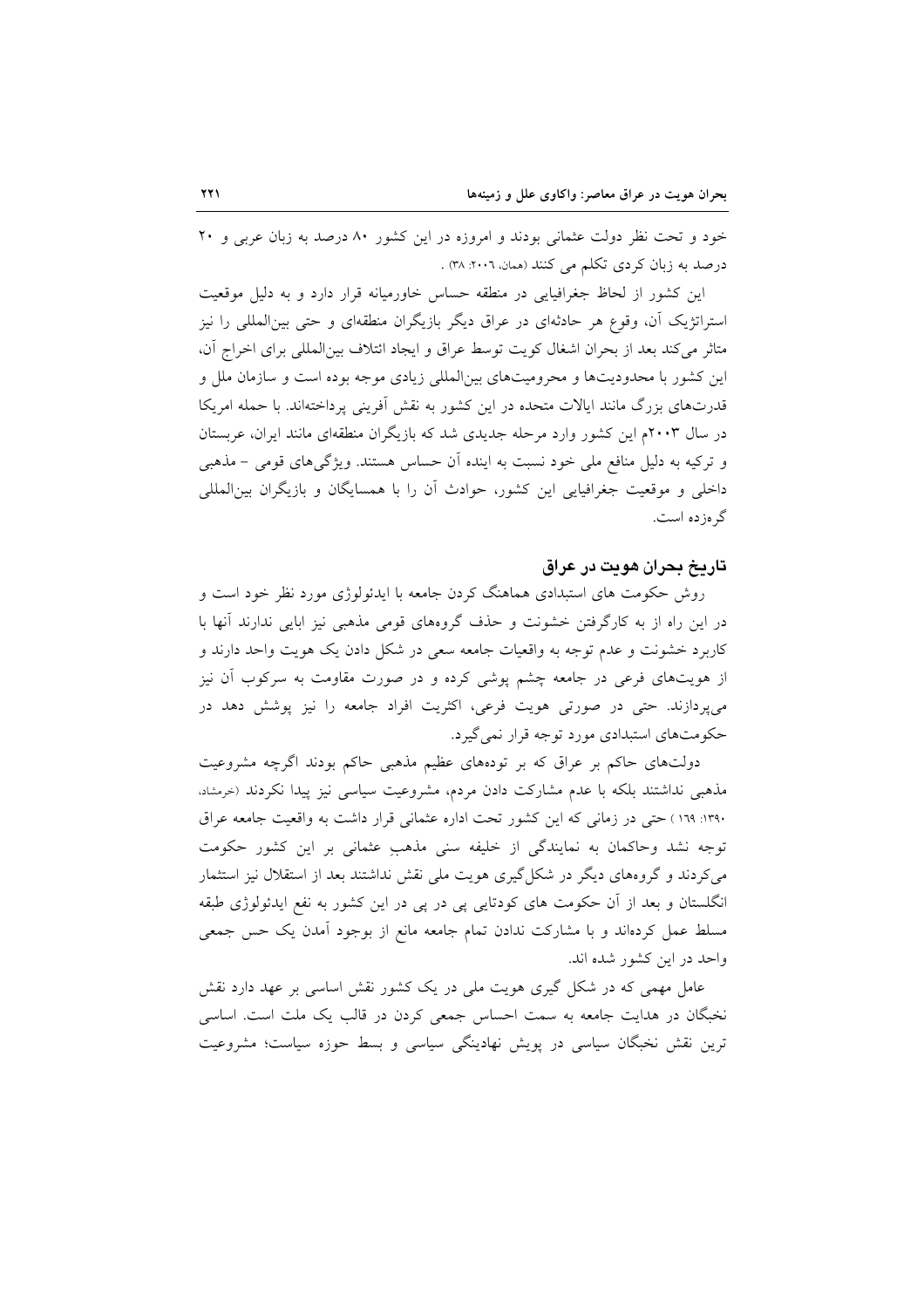خود و تحت نظر دولت عثمانی بودند و امروزه در این کشور ۸۰ درصد به زبان عربی و ۲۰ درصد به زبان کردی تکلم می کنند (همان، ۲۰۰۶: ۳۸) .

این کشور از لحاظ جغرافیایی در منطقه حساس خاورمیانه قرار دارد و به دلیل موقعیت استراتژیک آن، وقوع هر حادثه‌ای در عراق دیگر بازیگران منطقه‌ای و حتی بین‌المللی را نیز متاثر می‌کند بعد از بحران اشغال کویت توسط عراق و ایجاد ائتلاف بین‌المللی برای اخراج آن، این کشور با محدودیت‌ها و محرومیت‌های بین‌المللی زیادی موجه بوده است و سازمان ملل و قدرت‌های بزرگ مانند ایالات متحده در این کشور به نقش آفرینی پرداخته‌اند. با حمله امریکا در سال ۲۰۰۳م این کشور وارد مرحله جدیدی شد که بازیگران منطقه‌ای مانند ایران، عربستان و ترکیه به دلیل منافع ملی خود نسبت به اینده آن حساس هستند. ویژگی‌های قومی – مذهبی داخلی و موقعیت جغرافیایی این کشور، حوادث آن را با همسایگان و بازیگران بین‌المللی گره‌زده است.

## تاریخ بحران هویت در عراق

روش حکومت های استبدادی هماهنگ کردن جامعه با ایدئولوژی مورد نظر خود است و در این راه از به کارگرفتن خشونت و حذف گروههای قومی مذهبی نیز ابایی ندارند آنها با کاربرد خشونت و عدم توجه به واقعیات جامعه سعی در شکل دادن یک هویت واحد دارند و از هویت‌های فرعی در جامعه چشم پوشی کرده و در صورت مقاومت به سرکوب آن نیز می‌پردازند. حتی در صورتی هویت فرعی، اکثریت افراد جامعه را نیز پوشش دهد در حکومت‌های استبدادی مورد توجه قرار نمی‌گیرد.

دولت‌های حاکم بر عراق که بر توده‌های عظیم مذهبی حاکم بودند اگرچه مشروعیت مذهبی نداشتند بلکه با عدم مشارکت دادن مردم، مشروعیت سیاسی نیز پیدا نکردند (خرمشاد، ۱۳۹۰: ۱۶۹ ) حتی در زمانی که این کشور تحت اداره عثمانی قرار داشت به واقعیت جامعه عراق توجه نشد وحاکمان به نمایندگی از خلیفه سنی مذهبِ عثمانی بر این کشور حکومت می‌کردند و گروه‌های دیگر در شکل‌گیری هویت ملی نقش نداشتند بعد از استقلال نیز استثمار انگلستان و بعد از آن حکومت های کودتایی پی در پی در این کشور به نفع ایدئولوژی طبقه مسلط عمل کرده‌اند و با مشارکت ندادن تمام جامعه مانع از بوجود آمدن یک حس جمعی واحد در این کشور شده اند.

عامل مهمی که در شکل گیری هویت ملی در یک کشور نقش اساسی بر عهد دارد نقش نخبگان در هدایت جامعه به سمت احساس جمعی کردن در قالب یک ملت است. اساسی ترین نقش نخبگان سیاسی در پویش نهادینگی سیاسی و بسط حوزه سیاست؛ مشروعیت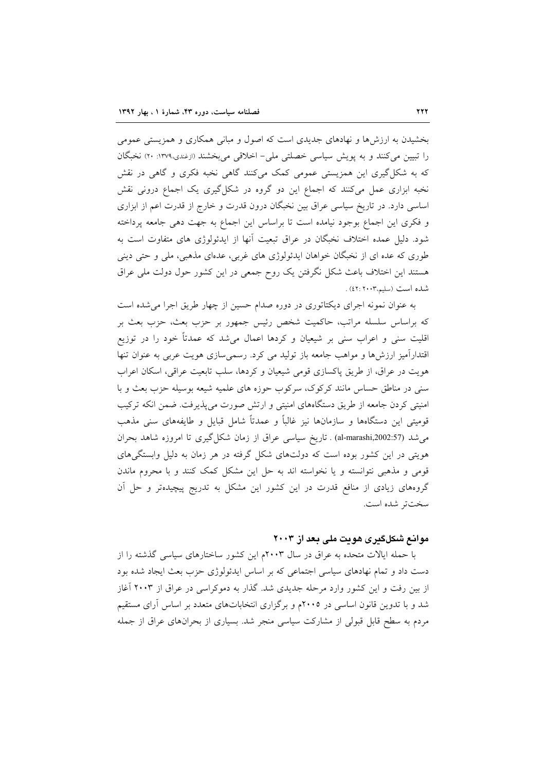بخشیدن به ارزش‌ها و نهادهای جدیدی است که اصول و مبانی همکاری و همزیستی عمومی را تبیین می‌کنند و به پویش سیاسی خصلتی ملی- اخلاقی می‌بخشند (ازغندی،۱۳۷۹: ۲۰) نخبگان که به شکل‌گیری این همزیستی عمومی کمک می‌کنند گاهی نخبه فکری و گاهی در نقش نخبه ابزاری عمل می‌کنند که اجماع این دو گروه در شکل‌گیری یک اجماع درونی نقش اساسی دارد. در تاریخ سیاسی عراق بین نخبگان درون قدرت و خارج از قدرت اعم از ابزاری و فکری این اجماع بوجود نیامده است تا براساس این اجماع به جهت دهی جامعه پرداخته شود. دلیل عمده اختلاف نخبگان در عراق تبعیت آنها از ایدئولوژی های متفاوت است به طوری که عده ای از نخبگان خواهان ایدئولوژی های غربی، عده‌ای مذهبی، ملی و حتی دینی هستند این اختلاف باعث شکل نگرفتن یک روح جمعی در این کشور حول دولت ملی عراق شده است (سلیم،۲۰۰۳: ۴۲) .

به عنوان نمونه اجرای دیکتاتوری در دوره صدام حسین از چهار طریق اجرا می‌شده است که براساس سلسله مراتب، حاکمیت شخص رئیس جمهور بر حزب بعث، حزب بعث بر اقلیت سنی و اعراب سنی بر شیعیان و کردها اعمال می‌شد که عمدتاً خود را در توزیع اقتدارآمیز ارزش‌ها و مواهب جامعه باز تولید می کرد. رسمی‌سازی هویت عربی به عنوان تنها هویت در عراق، از طریق پاکسازی قومی شیعیان و کردها، سلب تابعیت عراقی، اسکان اعراب سنی در مناطق حساس مانند کرکوک، سرکوب حوزه های علمیه شیعه بوسیله حزب بعث و با امنیتی کردن جامعه از طریق دستگاه‌های امنیتی و ارتش صورت می‌پذیرفت. ضمن انکه ترکیب قومیتی این دستگاه‌ها و سازمان‌ها نیز غالباً و عمدتاً شامل قبایل و طایفه‌های سنی مذهب می‌شد (al-marashi,2002:57) . تاریخ سیاسی عراق از زمان شکل‌گیری تا امروزه شاهد بحران هویتی در این کشور بوده است که دولت‌های شکل گرفته در هر زمان به دلیل وابستگی‌های قومی و مذهبی نتوانسته و یا نخواسته اند به حل این مشکل کمک کنند و با محروم ماندن گروه‌های زیادی از منافع قدرت در این کشور این مشکل به تدریج پیچیده‌تر و حل آن سخت‌تر شده است.

## موانع شکل‌گیری هویت ملی بعد از ۲۰۰۳

با حمله ایالات متحده به عراق در سال ۲۰۰۳م این کشور ساختارهای سیاسی گذشته را از دست داد و تمام نهادهای سیاسی اجتماعی که بر اساس ایدئولوژی حزب بعث ایجاد شده بود از بین رفت و این کشور وارد مرحله جدیدی شد. گذار به دموکراسی در عراق از ۲۰۰۳ آغاز شد و با تدوین قانون اساسی در ۲۰۰۵م و برگزاری انتخابات‌های متعدد بر اساس آرای مستقیم مردم به سطح قابل قبولی از مشارکت سیاسی منجر شد. بسیاری از بحران‌های عراق از جمله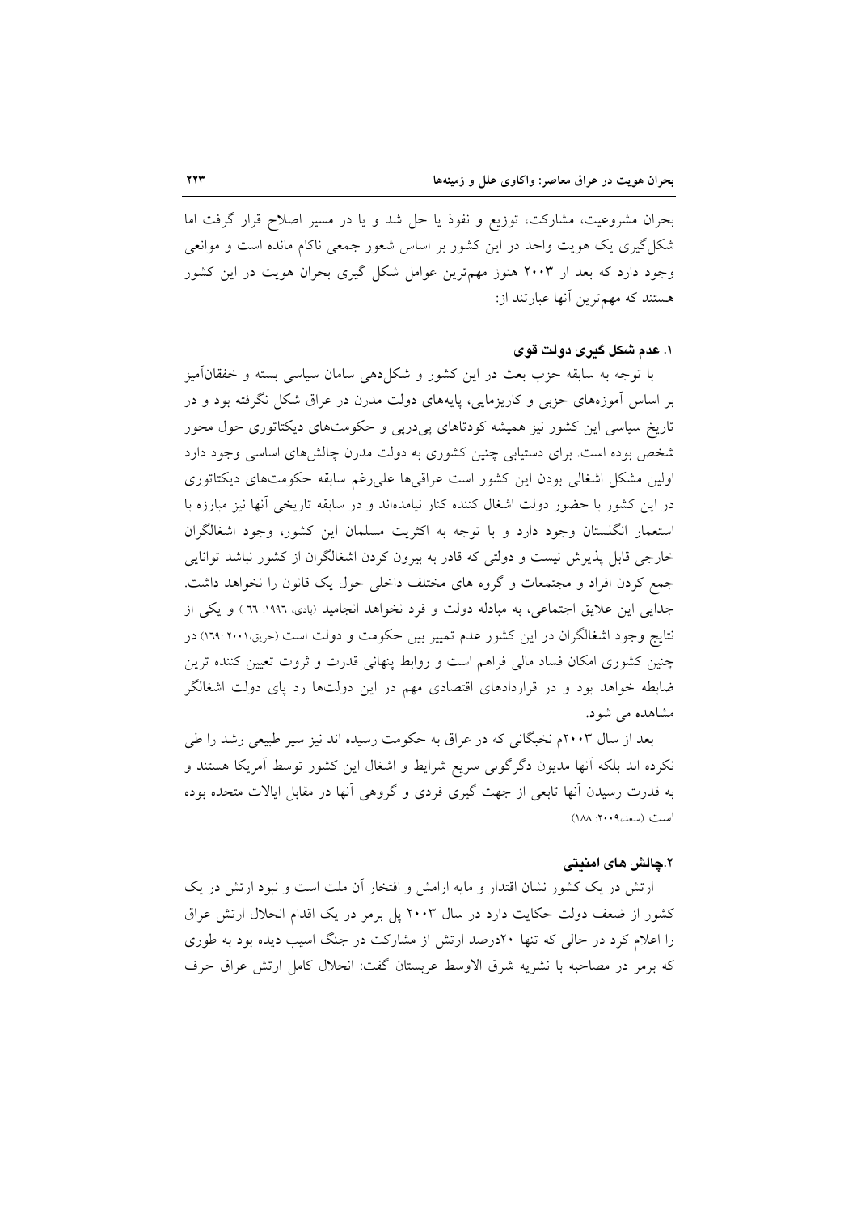بحران مشروعیت، مشارکت، توزیع و نفوذ یا حل شد و یا در مسیر اصلاح قرار گرفت اما شکل‌گیری یک هویت واحد در این کشور بر اساس شعور جمعی ناکام مانده است و موانعی وجود دارد که بعد از ۲۰۰۳ هنوز مهم‌ترین عوامل شکل گیری بحران هویت در این کشور هستند که مهم‌ترین آنها عبارتند از:

### ۱. عدم شکل گیری دولت قوی

با توجه به سابقه حزب بعث در این کشور و شکل‌دهی سامان سیاسی بسته و خفقان‌آمیز بر اساس آموزه‌های حزبی و کاریزمایی، پایه‌های دولت مدرن در عراق شکل نگرفته بود و در تاریخ سیاسی این کشور نیز همیشه کودتاهای پی‌درپی و حکومت‌های دیکتاتوری حول محور شخص بوده است. برای دستیابی چنین کشوری به دولت مدرن چالش‌های اساسی وجود دارد اولین مشکل اشغالی بودن این کشور است عراقی‌ها علی‌رغم سابقه حکومت‌های دیکتاتوری در این کشور با حضور دولت اشغال کننده کنار نیامده‌اند و در سابقه تاریخی آنها نیز مبارزه با استعمار انگلستان وجود دارد و با توجه به اکثریت مسلمان این کشور، وجود اشغالگران خارجی قابل پذیرش نیست و دولتی که قادر به بیرون کردن اشغالگران از کشور نباشد توانایی جمع کردن افراد و مجتمعات و گروه های مختلف داخلی حول یک قانون را نخواهد داشت. جدایی این علایق اجتماعی، به مبادله دولت و فرد نخواهد انجامید (بادی، ۱۹۹٦: ٦٦ ) و یکی از نتایج وجود اشغالگران در این کشور عدم تمییز بین حکومت و دولت است (حریق،۲۰۰۱ :۱٦۹) در چنین کشوری امکان فساد مالی فراهم است و روابط پنهانی قدرت و ثروت تعیین کننده ترین ضابطه خواهد بود و در قراردادهای اقتصادی مهم در این دولت‌ها رد پای دولت اشغالگر مشاهده می شود.

بعد از سال ۲۰۰۳م نخبگانی که در عراق به حکومت رسیده اند نیز سیر طبیعی رشد را طی نکرده اند بلکه آنها مدیون دگرگونی سریع شرایط و اشغال این کشور توسط آمریکا هستند و به قدرت رسیدن آنها تابعی از جهت گیری فردی و گروهی آنها در مقابل ایالات متحده بوده است (سعد،۲۰۰۹: ۱۸۸)

### ۲.چالش های امنیتی

ارتش در یک کشور نشان اقتدار و مایه ارامش و افتخار آن ملت است و نبود ارتش در یک کشور از ضعف دولت حکایت دارد در سال ۲۰۰۳ پل برمر در یک اقدام انحلال ارتش عراق را اعلام کرد در حالی که تنها ۲۰درصد ارتش از مشارکت در جنگ اسیب دیده بود به طوری که برمر در مصاحبه با نشریه شرق الاوسط عربستان گفت: انحلال کامل ارتش عراق حرف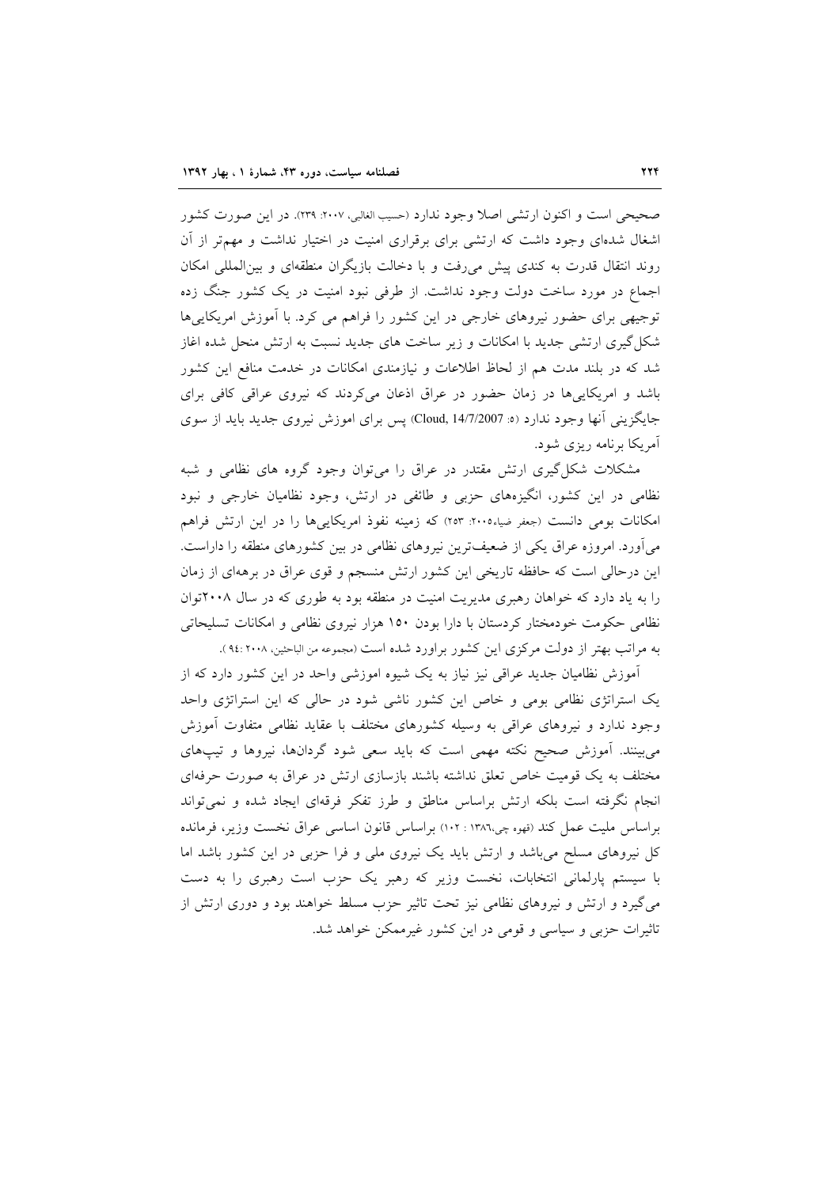صحیحی است و اکنون ارتشی اصلا وجود ندارد (حسیب الغالبی، ۲۰۰۷: ۲۳۹). در این صورت کشور اشغال شده‌ای وجود داشت که ارتشی برای برقراری امنیت در اختیار نداشت و مهم‌تر از آن روند انتقال قدرت به کندی پیش می‌رفت و با دخالت بازیگران منطقه‌ای و بین‌المللی امکان اجماع در مورد ساخت دولت وجود نداشت. از طرفی نبود امنیت در یک کشور جنگ زده توجیهی برای حضور نیروهای خارجی در این کشور را فراهم می کرد. با آموزش امریکایی‌ها شکل‌گیری ارتشی جدید با امکانات و زیر ساخت های جدید نسبت به ارتش منحل شده اغاز شد که در بلند مدت هم از لحاظ اطلاعات و نیازمندی امکانات در خدمت منافع این کشور باشد و امریکایی‌ها در زمان حضور در عراق اذعان می‌کردند که نیروی عراقی کافی برای جایگزینی آنها وجود ندارد (Cloud, 14/7/2007 :5) پس برای اموزش نیروی جدید باید از سوی آمریکا برنامه ریزی شود.

مشکلات شکل‌گیری ارتش مقتدر در عراق را می‌توان وجود گروه های نظامی و شبه نظامی در این کشور، انگیزه‌های حزبی و طائفی در ارتش، وجود نظامیان خارجی و نبود امکانات بومی دانست (جعفر ضیاء۲۰۰۵: ۲۵۳) که زمینه نفوذ امریکایی‌ها را در این ارتش فراهم می‌آورد. امروزه عراق یکی از ضعیف‌ترین نیروهای نظامی در بین کشورهای منطقه را داراست. این درحالی است که حافظه تاریخی این کشور ارتش منسجم و قوی عراق در برهه‌ای از زمان را به یاد دارد که خواهان رهبری مدیریت امنیت در منطقه بود به طوری که در سال ۲۰۰۸توان نظامی حکومت خودمختار کردستان با دارا بودن ۱۵۰ هزار نیروی نظامی و امکانات تسلیحاتی به مراتب بهتر از دولت مرکزی این کشور براورد شده است (مجموعه من الباحثین، ۲۰۰۸ :۹٤ ).

آموزش نظامیان جدید عراقی نیز نیاز به یک شیوه اموزشی واحد در این کشور دارد که از یک استراتژی نظامی بومی و خاص این کشور ناشی شود در حالی که این استراتژی واحد وجود ندارد و نیروهای عراقی به وسیله کشورهای مختلف با عقاید نظامی متفاوت آموزش می‌بینند. آموزش صحیح نکته مهمی است که باید سعی شود گردان‌ها، نیروها و تیپ‌های مختلف به یک قومیت خاص تعلق نداشته باشند بازسازی ارتش در عراق به صورت حرفه‌ای انجام نگرفته است بلکه ارتش براساس مناطق و طرز تفکر فرقه‌ای ایجاد شده و نمی‌تواند براساس ملیت عمل کند (قهوه چی،۱۳۸٦ : ۱۰۲) براساس قانون اساسی عراق نخست وزیر، فرمانده کل نیروهای مسلح می‌باشد و ارتش باید یک نیروی ملی و فرا حزبی در این کشور باشد اما با سیستم پارلمانی انتخابات، نخست وزیر که رهبر یک حزب است رهبری را به دست می‌گیرد و ارتش و نیروهای نظامی نیز تحت تاثیر حزب مسلط خواهند بود و دوری ارتش از تاثیرات حزبی و سیاسی و قومی در این کشور غیرممکن خواهد شد.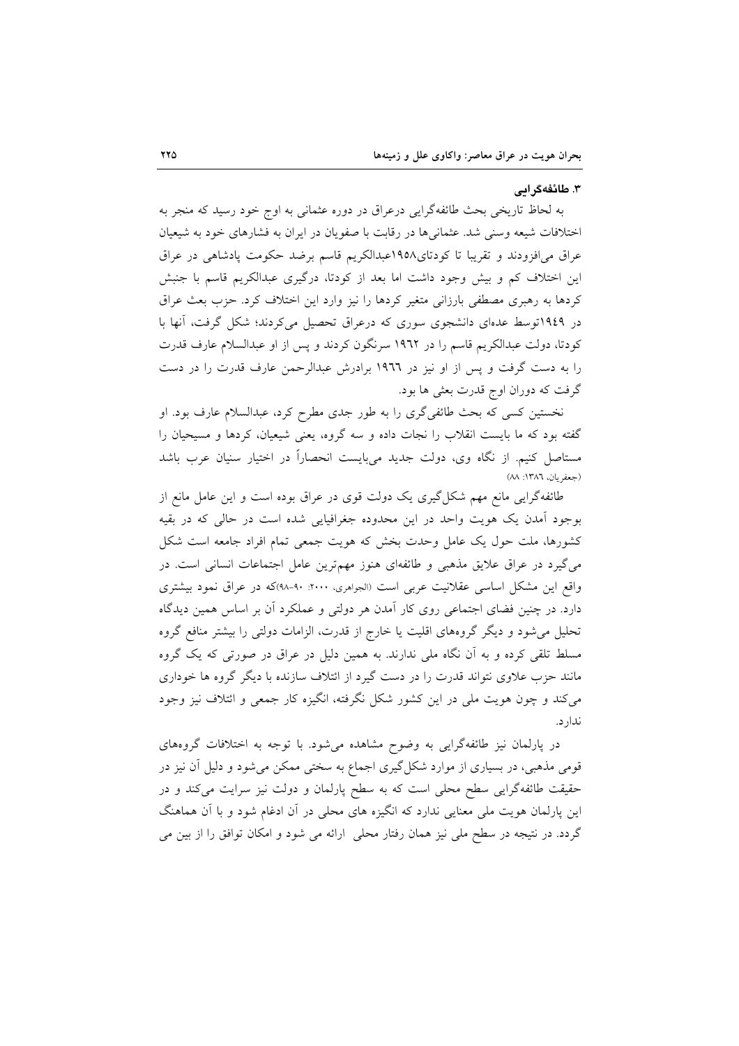### ۳. طائفه‌گرایی

به لحاظ تاریخی بحث طائفه‌گرایی درعراق در دوره عثمانی به اوج خود رسید که منجر به اختلافات شیعه وسنی شد. عثمانی‌ها در رقابت با صفویان در ایران به فشارهای خود به شیعیان عراق می‌افزودند و تقریبا تا کودتای۱۹۵۸عبدالکریم قاسم برضد حکومت پادشاهی در عراق این اختلاف کم و بیش وجود داشت اما بعد از کودتا، درگیری عبدالکریم قاسم با جنبش کردها به رهبری مصطفی بارزانی متغیر کردها را نیز وارد این اختلاف کرد. حزب بعث عراق در ۱۹٤۹توسط عده‌ای دانشجوی سوری که درعراق تحصیل می‌کردند؛ شکل گرفت، آنها با کودتا، دولت عبدالکریم قاسم را در ۱۹٦۲ سرنگون کردند و پس از او عبدالسلام عارف قدرت را به دست گرفت و پس از او نیز در ۱۹٦٦ برادرش عبدالرحمن عارف قدرت را در دست گرفت که دوران اوج قدرت بعثی ها بود.

نخستین کسی که بحث طائفی‌گری را به طور جدی مطرح کرد، عبدالسلام عارف بود. او گفته بود که ما بایست انقلاب را نجات داده و سه گروه، یعنی شیعیان، کردها و مسیحیان را مستاصل کنیم. از نگاه وی، دولت جدید می‌بایست انحصاراً در اختیار سنیان عرب باشد (جعفریان، ۱۳۸٦: ۸۸)

طائفه‌گرایی مانع مهم شکل‌گیری یک دولت قوی در عراق بوده است و این عامل مانع از بوجود آمدن یک هویت واحد در این محدوده جغرافیایی شده است در حالی که در بقیه کشورها، ملت حول یک عامل وحدت بخش که هویت جمعی تمام افراد جامعه است شکل می‌گیرد در عراق علایق مذهبی و طائفه‌ای هنوز مهم‌ترین عامل اجتماعات انسانی است. در واقع این مشکل اساسی عقلانیت عربی است (الجواهری، ۲۰۰۰: ۹۰-۹۸)که در عراق نمود بیشتری دارد. در چنین فضای اجتماعی روی کار آمدن هر دولتی و عملکرد آن بر اساس همین دیدگاه تحلیل می‌شود و دیگر گروه‌های اقلیت یا خارج از قدرت، الزامات دولتی را بیشتر منافع گروه مسلط تلقی کرده و به آن نگاه ملی ندارند. به همین دلیل در عراق در صورتی که یک گروه مانند حزب علاوی نتواند قدرت را در دست گیرد از ائتلاف سازنده با دیگر گروه ها خودداری می‌کند و چون هویت ملی در این کشور شکل نگرفته، انگیزه کار جمعی و ائتلاف نیز وجود ندارد.

در پارلمان نیز طائفه‌گرایی به وضوح مشاهده می‌شود. با توجه به اختلافات گروه‌های قومی مذهبی، در بسیاری از موارد شکل‌گیری اجماع به سختی ممکن می‌شود و دلیل آن نیز در حقیقت طائفه‌گرایی سطح محلی است که به سطح پارلمان و دولت نیز سرایت می‌کند و در این پارلمان هویت ملی معنایی ندارد که انگیزه های محلی در آن ادغام شود و با آن هماهنگ گردد. در نتیجه در سطح ملی نیز همان رفتار محلی ارائه می شود و امکان توافق را از بین می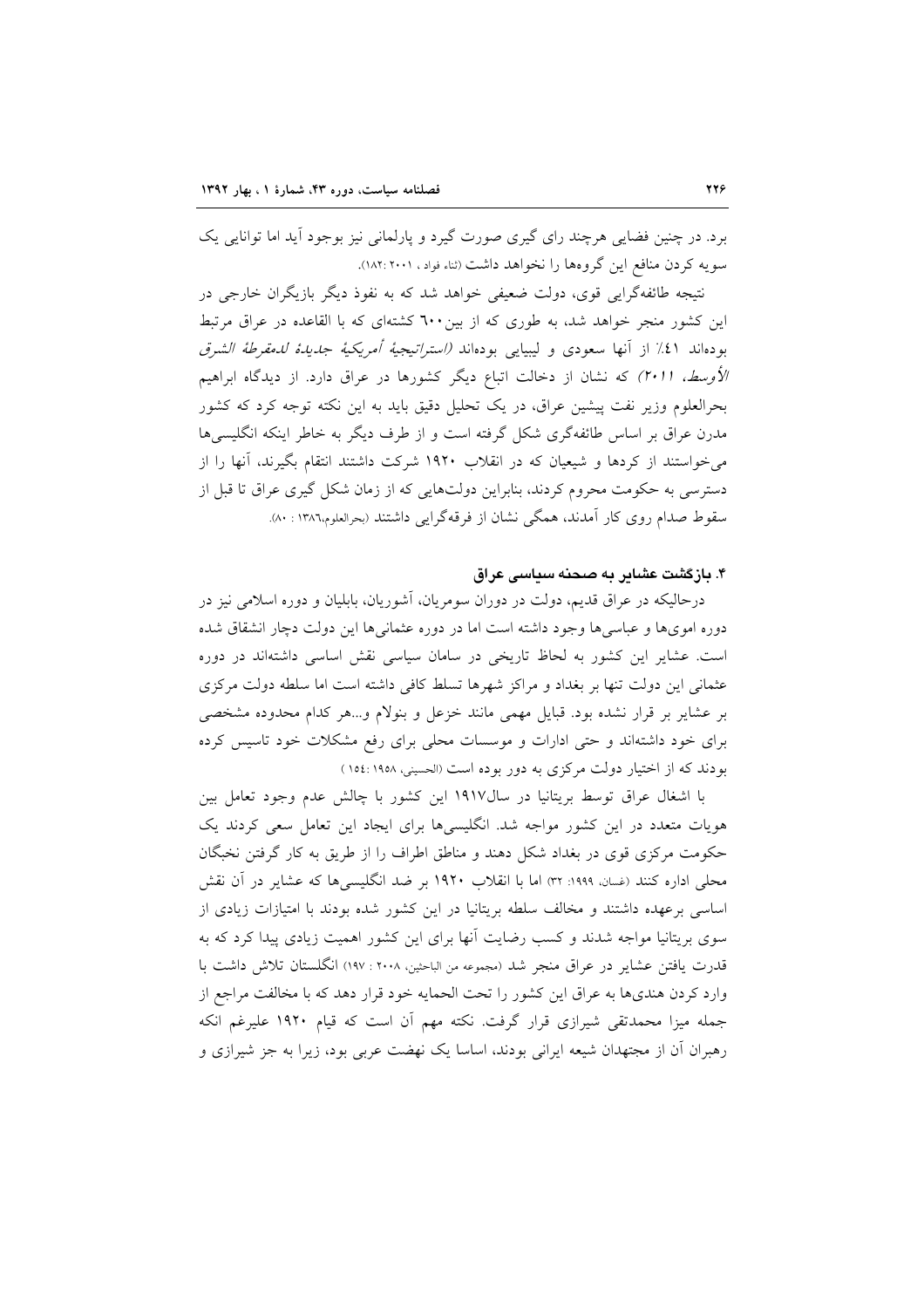برد. در چنین فضایی هرچند رای گیری صورت گیرد و پارلمانی نیز بوجود آید اما توانایی یک سویه کردن منافع این گروه‌ها را نخواهد داشت (ثناء فواد ، ۲۰۰۱ :۱۸۲).

نتیجه طائفه‌گرایی قوی، دولت ضعیفی خواهد شد که به نفوذ دیگر بازیگران خارجی در این کشور منجر خواهد شد، به طوری که از بین۶۰۰ کشته‌ای که با القاعده در عراق مرتبط بوده‌اند ۴۱٪ از آنها سعودی و لیبیایی بوده‌اند *(استراتیجیة أمریکیة جدیدة لدمقرطة الشرق الأوسط، ۲۰۱۱)* که نشان از دخالت اتباع دیگر کشورها در عراق دارد. از دیدگاه ابراهیم بحرالعلوم وزیر نفت پیشین عراق، در یک تحلیل دقیق باید به این نکته توجه کرد که کشور مدرن عراق بر اساس طائفه‌گری شکل گرفته است و از طرف دیگر به خاطر اینکه انگلیسی‌ها می‌خواستند از کردها و شیعیان که در انقلاب ۱۹۲۰ شرکت داشتند انتقام بگیرند، آنها را از دسترسی به حکومت محروم کردند، بنابراین دولت‌هایی که از زمان شکل گیری عراق تا قبل از سقوط صدام روی کار آمدند، همگی نشان از فرقه‌گرایی داشتند (بحرالعلوم،۱۳۸۶ : ۸۰).

### ۴. بازگشت عشایر به صحنه سیاسی عراق

درحالیکه در عراق قدیم، دولت در دوران سومریان، آشوریان، بابلیان و دوره اسلامی نیز در دوره امویها و عباسی‌ها وجود داشته است اما در دوره عثمانی‌ها این دولت دچار انشقاق شده است. عشایر این کشور به لحاظ تاریخی در سامان سیاسی نقش اساسی داشته‌اند در دوره عثمانی این دولت تنها بر بغداد و مراکز شهرها تسلط کافی داشته است اما سلطه دولت مرکزی بر عشایر بر قرار نشده بود. قبایل مهمی مانند خزعل و بنولام و...هر کدام محدوده مشخصی برای خود داشته‌اند و حتی ادارات و موسسات محلی برای رفع مشکلات خود تاسیس کرده بودند که از اختیار دولت مرکزی به دور بوده است (الحسینی، ۱۹۵۸: ۱۵۴ )

با اشغال عراق توسط بریتانیا در سال۱۹۱۷ این کشور با چالش عدم وجود تعامل بین هویات متعدد در این کشور مواجه شد. انگلیسی‌ها برای ایجاد این تعامل سعی کردند یک حکومت مرکزی قوی در بغداد شکل دهند و مناطق اطراف را از طریق به کار گرفتن نخبگان محلی اداره کنند (غسان، ۱۹۹۹: ۳۲) اما با انقلاب ۱۹۲۰ بر ضد انگلیسی‌ها که عشایر در آن نقش اساسی برعهده داشتند و مخالف سلطه بریتانیا در این کشور شده بودند با امتیازات زیادی از سوی بریتانیا مواجه شدند و کسب رضایت آنها برای این کشور اهمیت زیادی پیدا کرد که به قدرت یافتن عشایر در عراق منجر شد (مجموعه من الباحثین، ۲۰۰۸ : ۱۹۷) انگلستان تلاش داشت با وارد کردن هندی‌ها به عراق این کشور را تحت الحمایه خود قرار دهد که با مخالفت مراجع از جمله میزا محمدتقی شیرازی قرار گرفت. نکته مهم آن است که قیام ۱۹۲۰ علیرغم انکه رهبران آن از مجتهدان شیعه ایرانی بودند، اساسا یک نهضت عربی بود، زیرا به جز شیرازی و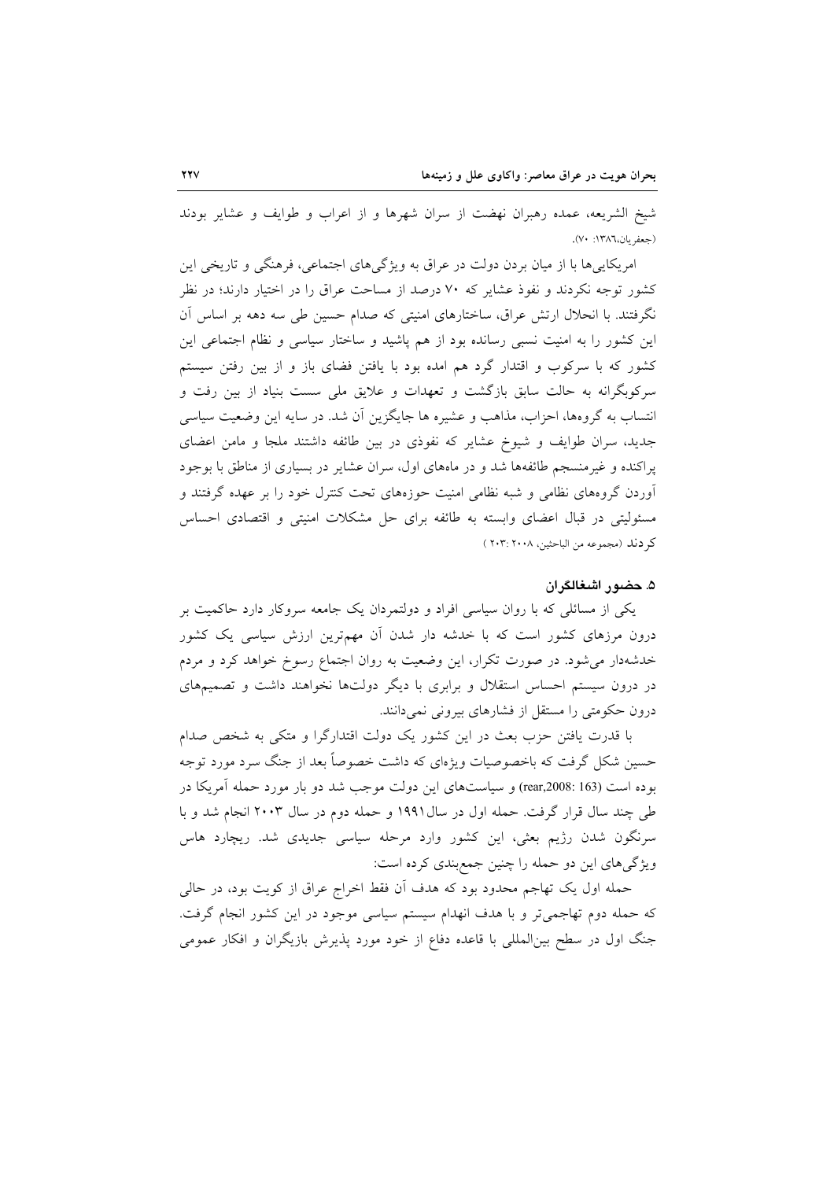شیخ الشریعه، عمده رهبران نهضت از سران شهرها و از اعراب و طوایف و عشایر بودند (جعفریان،۱۳۸٦: ۷۰).

امریکایی‌ها با از میان بردن دولت در عراق به ویژگی‌های اجتماعی، فرهنگی و تاریخی این کشور توجه نکردند و نفوذ عشایر که ۷۰ درصد از مساحت عراق را در اختیار دارند؛ در نظر نگرفتند. با انحلال ارتش عراق، ساختارهای امنیتی که صدام حسین طی سه دهه بر اساس آن این کشور را به امنیت نسبی رسانده بود از هم پاشید و ساختار سیاسی و نظام اجتماعی این کشور که با سرکوب و اقتدار گرد هم امده بود با یافتن فضای باز و از بین رفتن سیستم سرکوبگرانه به حالت سابق بازگشت و تعهدات و علایق ملی سست بنیاد از بین رفت و انتساب به گروه‌ها، احزاب، مذاهب و عشیره ها جایگزین آن شد. در سایه این وضعیت سیاسی جدید، سران طوایف و شیوخ عشایر که نفوذی در بین طائفه داشتند ملجا و مامن اعضای پراکنده و غیرمنسجم طائفه‌ها شد و در ماه‌های اول، سران عشایر در بسیاری از مناطق با بوجود آوردن گروه‌های نظامی و شبه نظامی امنیت حوزه‌های تحت کنترل خود را بر عهده گرفتند و مسئولیتی در قبال اعضای وابسته به طائفه برای حل مشکلات امنیتی و اقتصادی احساس کردند (مجموعه من الباحثین، ۲۰۰۸: ۲۰۳)

### ۵. حضور اشغالگران

یکی از مسائلی که با روان سیاسی افراد و دولتمردان یک جامعه سروکار دارد حاکمیت بر درون مرزهای کشور است که با خدشه دار شدن آن مهم‌ترین ارزش سیاسی یک کشور خدشه‌دار می‌شود. در صورت تکرار، این وضعیت به روان اجتماع رسوخ خواهد کرد و مردم در درون سیستم احساس استقلال و برابری با دیگر دولت‌ها نخواهند داشت و تصمیم‌های درون حکومتی را مستقل از فشارهای بیرونی نمی‌دانند.

با قدرت یافتن حزب بعث در این کشور یک دولت اقتدارگرا و متکی به شخص صدام حسین شکل گرفت که باخصوصیات ویژه‌ای که داشت خصوصاً بعد از جنگ سرد مورد توجه بوده است (rear,2008: 163) و سیاست‌های این دولت موجب شد دو بار مورد حمله آمریکا در طی چند سال قرار گرفت. حمله اول در سال۱۹۹۱ و حمله دوم در سال ۲۰۰۳ انجام شد و با سرنگون شدن رژیم بعثی، این کشور وارد مرحله سیاسی جدیدی شد. ریچارد هاس ویژگی‌های این دو حمله را چنین جمع‌بندی کرده است:

حمله اول یک تهاجم محدود بود که هدف آن فقط اخراج عراق از کویت بود، در حالی که حمله دوم تهاجمی‌تر و با هدف انهدام سیستم سیاسی موجود در این کشور انجام گرفت. جنگ اول در سطح بین‌المللی با قاعده دفاع از خود مورد پذیرش بازیگران و افکار عمومی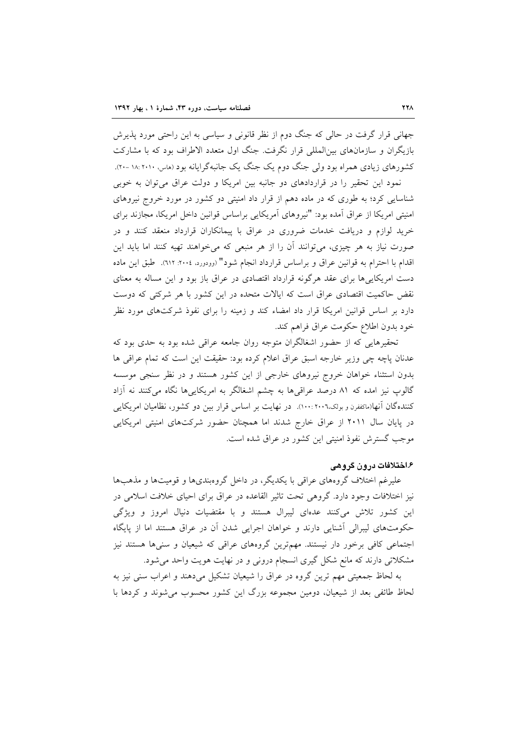جهانی قرار گرفت در حالی که جنگ دوم از نظر قانونی و سیاسی به این راحتی مورد پذیرش بازیگران و سازمان‌های بین‌المللی قرار نگرفت. جنگ اول متعدد الاطراف بود که با مشارکت کشورهای زیادی همراه بود ولی جنگ دوم یک جنگ یک جانبه‌گرایانه بود (هاس، ۲۰۱۰ :۱۸ -۲۰).

نمود این تحقیر را در قراردادهای دو جانبه بین امریکا و دولت عراق می‌توان به خوبی شناسایی کرد؛ به طوری که در ماده دهم از قرار داد امنیتی دو کشور در مورد خروج نیروهای امنیتی امریکا از عراق آمده بود: "نیروهای آمریکایی براساس قوانین داخل امریکا، مجازند برای خرید لوازم و دریافت خدمات ضروری در عراق با پیمانکاران قرارداد منعقد کنند و در صورت نیاز به هر چیزی، می‌توانند آن را از هر منبعی که می‌خواهند تهیه کنند اما باید این اقدام با احترام به قوانین عراق و براساس قرارداد انجام شود" (وودورد، ۲۰۰٤: ٦١٢). طبق این ماده دست امریکایی‌ها برای عقد هرگونه قرارداد اقتصادی در عراق باز بود و این مساله به معنای نقض حاکمیت اقتصادی عراق است که ایالات متحده در این کشور با هر شرکتی که دوست دارد بر اساس قوانین امریکا قرار داد امضاء کند و زمینه را برای نفوذ شرکت‌های مورد نظر خود بدون اطلاع حکومت عراق فراهم کند.

تحقیرهایی که از حضور اشغالگران متوجه روان جامعه عراقی شده بود به حدی بود که عدنان پاچه چی وزیر خارجه اسبق عراق اعلام کرده بود: حقیقت این است که تمام عراقی ها بدون استثناء خواهان خروج نیروهای خارجی از این کشور هستند و در نظر سنجی موسسه گالوپ نیز امده که ۸۱ درصد عراقی‌ها به چشم اشغالگر به امریکایی‌ها نگاه می‌کنند نه آزاد کننده‌گان آنها(ماکففرن و بولک،۲۰۰٦ :۱۰۰). در نهایت بر اساس قرار بین دو کشور، نظامیان امریکایی در پایان سال ۲۰۱۱ از عراق خارج شدند اما همچنان حضور شرکت‌های امنیتی امریکایی موجب گسترش نفوذ امنیتی این کشور در عراق شده است.

### ۶.اختلافات درون گروهی

علیرغم اختلاف گروه‌های عراقی با یکدیگر، در داخل گروهبندی‌ها و قومیت‌ها و مذهب‌ها نیز اختلافات وجود دارد. گروهی تحت تاثیر القاعده در عراق برای احیای خلافت اسلامی در این کشور تلاش می‌کنند عده‌ای لیبرال هستند و با مقتضیات دنیال امروز و ویژگی حکومت‌های لیبرالی آشنایی دارند و خواهان اجرایی شدن آن در عراق هستند اما از پایگاه اجتماعی کافی برخور دار نیستند. مهم‌ترین گروه‌های عراقی که شیعیان و سنی‌ها هستند نیز مشکلاتی دارند که مانع شکل گیری انسجام درونی و در نهایت هویت واحد می‌شود.

به لحاظ جمعیتی مهم ترین گروه در عراق را شیعیان تشکیل می‌دهند و اعراب سنی نیز به لحاظ طائفی بعد از شیعیان، دومین مجموعه بزرگ این کشور محسوب می‌شوند و کردها با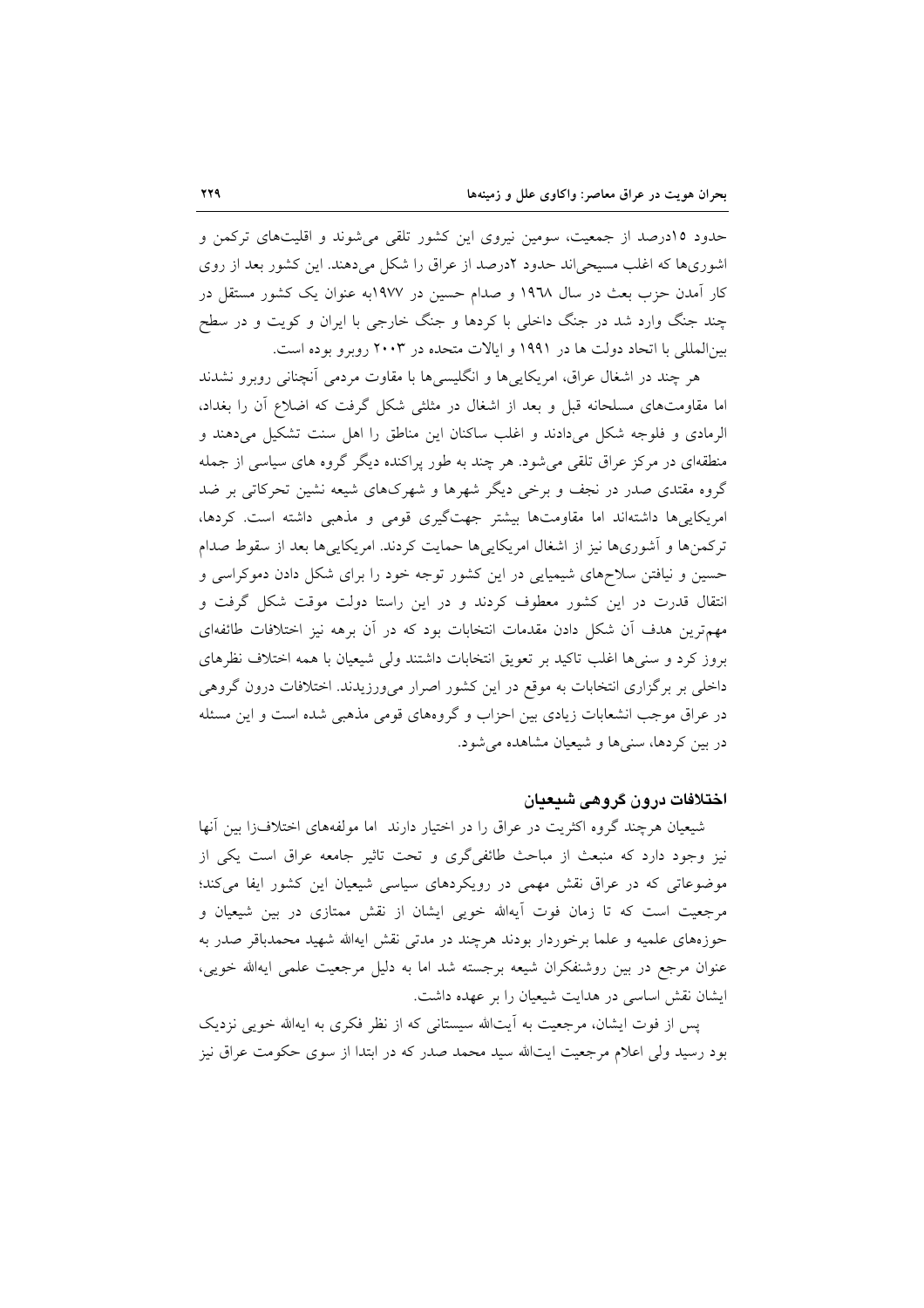حدود ۱۵درصد از جمعیت، سومین نیروی این کشور تلقی می‌شوند و اقلیت‌های ترکمن و اشوری‌ها که اغلب مسیحی‌اند حدود ۲درصد از عراق را شکل می‌دهند. این کشور بعد از روی کار آمدن حزب بعث در سال ۱۹٦۸ و صدام حسین در ۱۹۷۷به عنوان یک کشور مستقل در چند جنگ وارد شد در جنگ داخلی با کردها و جنگ خارجی با ایران و کویت و در سطح بین‌المللی با اتحاد دولت ها در ۱۹۹۱ و ایالات متحده در ۲۰۰۳ روبرو بوده است.

هر چند در اشغال عراق، امریکایی‌ها و انگلیسی‌ها با مقاوت مردمی آنچنانی روبرو نشدند اما مقاومت‌های مسلحانه قبل و بعد از اشغال در مثلثی شکل گرفت که اضلاع آن را بغداد، الرمادی و فلوجه شکل می‌دادند و اغلب ساکنان این مناطق را اهل سنت تشکیل می‌دهند و منطقه‌ای در مرکز عراق تلقی می‌شود. هر چند به طور پراکنده دیگر گروه های سیاسی از جمله گروه مقتدی صدر در نجف و برخی دیگر شهرها و شهرک‌های شیعه نشین تحرکاتی بر ضد امریکایی‌ها داشته‌اند اما مقاومت‌ها بیشتر جهت‌گیری قومی و مذهبی داشته است. کردها، ترکمن‌ها و آشوری‌ها نیز از اشغال امریکایی‌ها حمایت کردند. امریکایی‌ها بعد از سقوط صدام حسین و نیافتن سلاح‌های شیمیایی در این کشور توجه خود را برای شکل دادن دموکراسی و انتقال قدرت در این کشور معطوف کردند و در این راستا دولت موقت شکل گرفت و مهم‌ترین هدف آن شکل دادن مقدمات انتخابات بود که در آن برهه نیز اختلافات طائفه‌ای بروز کرد و سنی‌ها اغلب تاکید بر تعویق انتخابات داشتند ولی شیعیان با همه اختلاف نظرهای داخلی بر برگزاری انتخابات به موقع در این کشور اصرار می‌ورزیدند. اختلافات درون گروهی در عراق موجب انشعابات زیادی بین احزاب و گروه‌های قومی مذهبی شده است و این مسئله در بین کردها، سنی‌ها و شیعیان مشاهده می‌شود.

### اختلافات درون گروهی شیعیان

شیعیان هرچند گروه اکثریت در عراق را در اختیار دارند اما مولفه‌های اختلاف‌زا بین آنها نیز وجود دارد که منبعث از مباحث طائفی‌گری و تحت تاثیر جامعه عراق است یکی از موضوعاتی که در عراق نقش مهمی در رویکردهای سیاسی شیعیان این کشور ایفا می‌کند؛ مرجعیت است که تا زمان فوت آیه‌الله خویی ایشان از نقش ممتازی در بین شیعیان و حوزه‌های علمیه و علما برخوردار بودند هرچند در مدتی نقش ایه‌الله شهید محمدباقر صدر به عنوان مرجع در بین روشنفکران شیعه برجسته شد اما به دلیل مرجعیت علمی ایه‌الله خویی، ایشان نقش اساسی در هدایت شیعیان را بر عهده داشت.

پس از فوت ایشان، مرجعیت به آیت‌الله سیستانی که از نظر فکری به ایه‌الله خویی نزدیک بود رسید ولی اعلام مرجعیت ایت‌الله سید محمد صدر که در ابتدا از سوی حکومت عراق نیز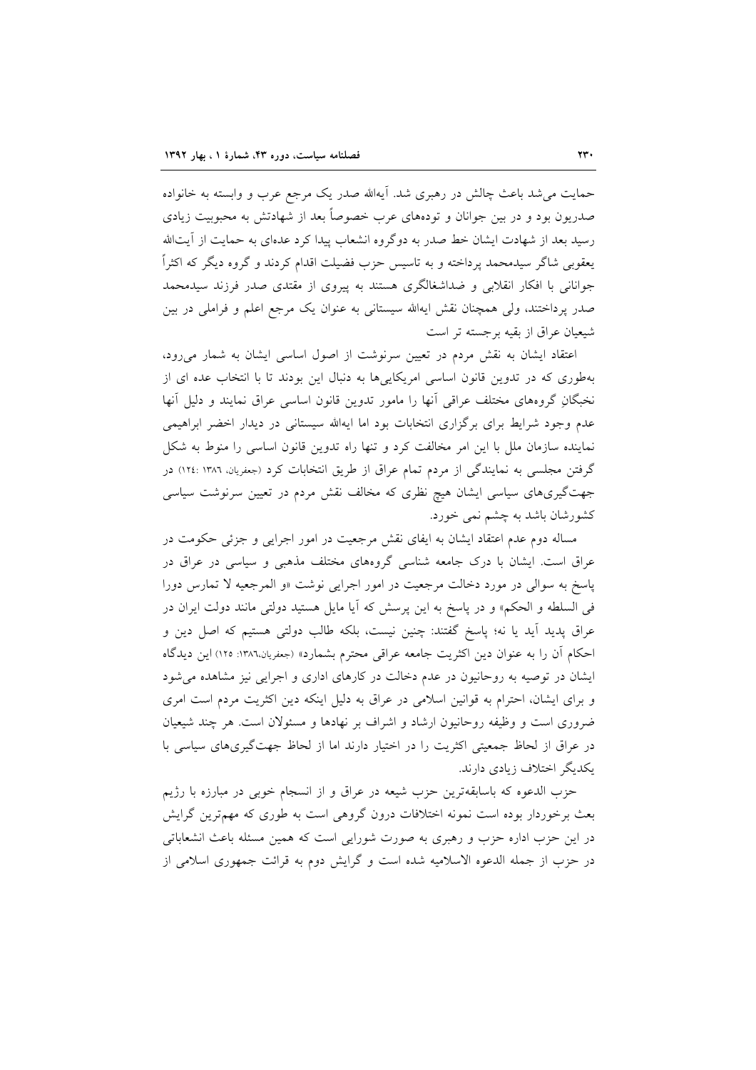حمایت می‌شد باعث چالش در رهبری شد. آیه‌الله صدر یک مرجع عرب و وابسته به خانواده صدریون بود و در بین جوانان و توده‌های عرب خصوصاً بعد از شهادتش به محبوبیت زیادی رسید بعد از شهادت ایشان خط صدر به دوگروه انشعاب پیدا کرد عده‌ای به حمایت از آیت‌الله یعقوبی شاگر سیدمحمد پرداخته و به تاسیس حزب فضیلت اقدام کردند و گروه دیگر که اکثراً جوانانی با افکار انقلابی و ضداشغالگری هستند به پیروی از مقتدی صدر فرزند سیدمحمد صدر پرداختند، ولی همچنان نقش ایه‌الله سیستانی به عنوان یک مرجع اعلم و فراملی در بین شیعیان عراق از بقیه برجسته تر است

اعتقاد ایشان به نقش مردم در تعیین سرنوشت از اصول اساسی ایشان به شمار می‌رود، به‌طوری که در تدوین قانون اساسی امریکایی‌ها به دنبال این بودند تا با انتخاب عده ای از نخبگانِ گروههای مختلف عراقی آنها را مامور تدوین قانون اساسی عراق نمایند و دلیل آنها عدم وجود شرایط برای برگزاری انتخابات بود اما ایه‌الله سیستانی در دیدار اخضر ابراهیمی نماینده سازمان ملل با این امر مخالفت کرد و تنها راه تدوین قانون اساسی را منوط به شکل گرفتن مجلسی به نمایندگی از مردم تمام عراق از طریق انتخابات کرد (جعفریان، ۱۳۸٦ :۱۲٤) در جهت‌گیری‌های سیاسی ایشان هیچ نظری که مخالف نقش مردم در تعیین سرنوشت سیاسی کشورشان باشد به چشم نمی خورد.

مساله دوم عدم اعتقاد ایشان به ایفای نقش مرجعیت در امور اجرایی و جزئی حکومت در عراق است. ایشان با درک جامعه شناسی گروههای مختلف مذهبی و سیاسی در عراق در پاسخ به سوالی در مورد دخالت مرجعیت در امور اجرایی نوشت «و المرجعیه لا تمارس دورا فی السلطه و الحکم» و در پاسخ به این پرسش که آیا مایل هستید دولتی مانند دولت ایران در عراق پدید آید یا نه؛ پاسخ گفتند: چنین نیست، بلکه طالب دولتی هستیم که اصل دین و احکام آن را به عنوان دین اکثریت جامعه عراقی محترم بشمارد» (جعفریان،۱۳۸٦: ۱۲۵) این دیدگاه ایشان در توصیه به روحانیون در عدم دخالت در کارهای اداری و اجرایی نیز مشاهده می‌شود و برای ایشان، احترام به قوانین اسلامی در عراق به دلیل اینکه دین اکثریت مردم است امری ضروری است و وظیفه روحانیون ارشاد و اشراف بر نهادها و مسئولان است. هر چند شیعیان در عراق از لحاظ جمعیتی اکثریت را در اختیار دارند اما از لحاظ جهت‌گیری‌های سیاسی با یکدیگر اختلاف زیادی دارند.

حزب الدعوه که باسابقه‌ترین حزب شیعه در عراق و از انسجام خوبی در مبارزه با رژیم بعث برخوردار بوده است نمونه اختلافات درون گروهی است به طوری که مهم‌ترین گرایش در این حزب اداره حزب و رهبری به صورت شورایی است که همین مسئله باعث انشعاباتی در حزب از جمله الدعوه الاسلامیه شده است و گرایش دوم به قرائت جمهوری اسلامی از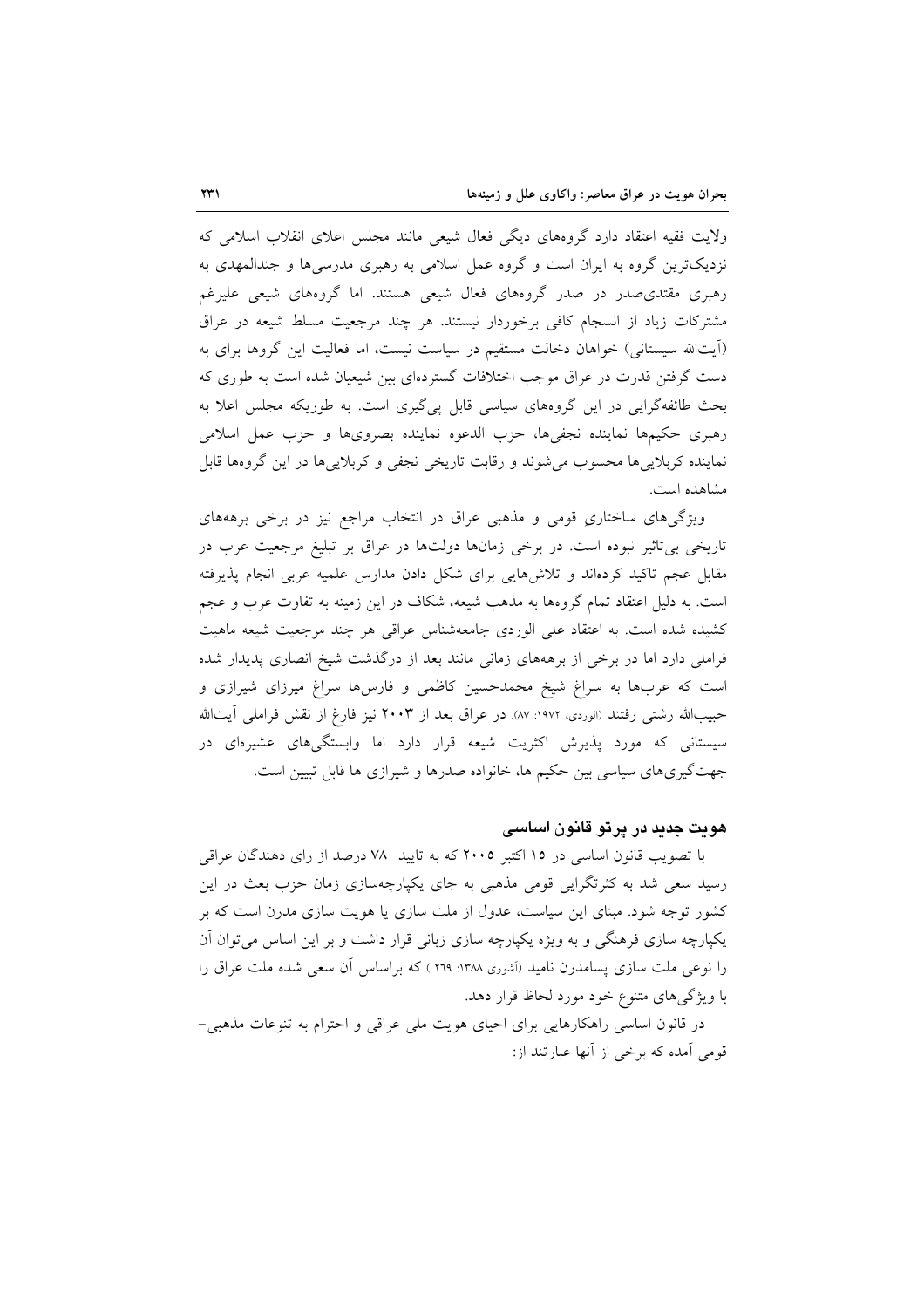ولایت فقیه اعتقاد دارد گروه‌های دیگی شیعی فعال شیعی مانند مجلس اعلای انقلاب اسلامی که نزدیک‌ترین گروه به ایران است و گروه عمل اسلامی به رهبری مدرسی‌ها و جندالمهدی به رهبری مقتدی‌صدر در صدر گروه‌های فعال شیعی هستند. اما گروه‌های شیعی علیرغم مشترکات زیاد از انسجام کافی برخوردار نیستند. هر چند مرجعیت مسلط شیعه در عراق (آیت‌الله سیستانی) خواهان دخالت مستقیم در سیاست نیست، اما فعالیت این گروها برای به دست گرفتن قدرت در عراق موجب اختلافات گسترده‌ای بین شیعیان شده است به طوری که بحث طائفه‌گرایی در این گروه‌های سیاسی قابل پی‌گیری است. به طوریکه مجلس اعلا به رهبری حکیم‌ها نماینده نجفی‌ها، حزب الدعوه نماینده بصروی‌ها و حزب عمل اسلامی نماینده کربلایی‌ها محسوب می‌شوند و رقابت تاریخی نجفی و کربلایی‌ها در این گروه‌ها قابل مشاهده است.

ویژگی‌های ساختاری قومی و مذهبی عراق در انتخاب مراجع نیز در برخی برهه‌های تاریخی بی‌تاثیر نبوده است. در برخی زمان‌ها دولت‌ها در عراق بر تبلیغ مرجعیت عرب در مقابل عجم تاکید کرده‌اند و تلاش‌هایی برای شکل دادن مدارس علمیه عربی انجام پذیرفته است. به دلیل اعتقاد تمام گروه‌ها به مذهب شیعه، شکاف در این زمینه به تفاوت عرب و عجم کشیده شده است. به اعتقاد علی الوردی جامعه‌شناس عراقی هر چند مرجعیت شیعه ماهیت فراملی دارد اما در برخی از برهه‌های زمانی مانند بعد از درگذشت شیخ انصاری پدیدار شده است که عرب‌ها به سراغ شیخ محمدحسین کاظمی و فارس‌ها سراغ میرزای شیرازی و حبیب‌الله رشتی رفتند (الوردی، ۱۹۷۲: ۸۷). در عراق بعد از ۲۰۰۳ نیز فارغ از نقش فراملی آیت‌الله سیستانی که مورد پذیرش اکثریت شیعه قرار دارد اما وابستگی‌های عشیره‌ای در جهت‌گیری‌های سیاسی بین حکیم ها، خانواده صدرها و شیرازی ها قابل تبیین است.

## هویت جدید در پرتو قانون اساسی

با تصویب قانون اساسی در ۱۵ اکتبر ۲۰۰۵ که به تایید ۷۸ درصد از رای دهندگان عراقی رسید سعی شد به کثرتگرایی قومی مذهبی به جای یکپارچه‌سازی زمان حزب بعث در این کشور توجه شود. مبنای این سیاست، عدول از ملت سازی یا هویت سازی مدرن است که بر یکپارچه سازی فرهنگی و به ویژه یکپارچه سازی زبانی قرار داشت و بر این اساس می‌توان آن را نوعی ملت سازی پسامدرن نامید (آشوری ۱۳۸۸: ۲۶۹) که براساس آن سعی شده ملت عراق را با ویژگی‌های متنوع خود مورد لحاظ قرار دهد.

در قانون اساسی راهکارهایی برای احیای هویت ملی عراقی و احترام به تنوعات مذهبی-قومی آمده که برخی از آنها عبارتند از: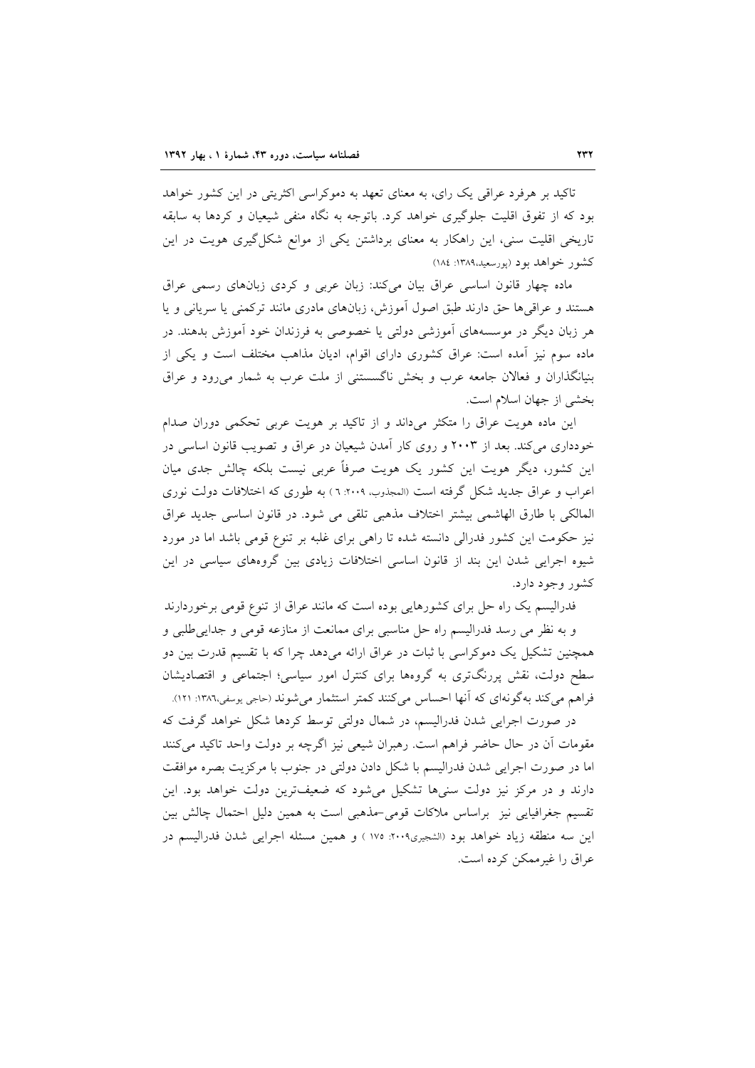تاکید بر هرفرد عراقی یک رای، به معنای تعهد به دموکراسی اکثریتی در این کشور خواهد بود که از تفوق اقلیت جلوگیری خواهد کرد. باتوجه به نگاه منفی شیعیان و کردها به سابقه تاریخی اقلیت سنی، این راهکار به معنای برداشتن یکی از موانع شکل‌گیری هویت در این کشور خواهد بود (پورسعید،۱۳۸۹: ۱۸٤)

ماده چهار قانون اساسی عراق بیان می‌کند: زبان عربی و کردی زبان‌های رسمی عراق هستند و عراقی‌ها حق دارند طبق اصول آموزش، زبان‌های مادری مانند ترکمنی یا سریانی و یا هر زبان دیگر در موسسه‌های آموزشی دولتی یا خصوصی به فرزندان خود آموزش بدهند. در ماده سوم نیز آمده است: عراق کشوری دارای اقوام، ادیان مذاهب مختلف است و یکی از بنیانگذاران و فعالان جامعه عرب و بخش ناگسستنی از ملت عرب به شمار می‌رود و عراق بخشی از جهان اسلام است.

این ماده هویت عراق را متکثر می‌داند و از تاکید بر هویت عربی تحکمی دوران صدام خودداری می‌کند. بعد از ۲۰۰۳ و روی کار آمدن شیعیان در عراق و تصویب قانون اساسی در این کشور، دیگر هویت این کشور یک هویت صرفاً عربی نیست بلکه چالش جدی میان اعراب و عراق جدید شکل گرفته است (المجذوب، ۲۰۰۹: ٦) به طوری که اختلافات دولت نوری المالکی با طارق الهاشمی بیشتر اختلاف مذهبی تلقی می شود. در قانون اساسی جدید عراق نیز حکومت این کشور فدرالی دانسته شده تا راهی برای غلبه بر تنوع قومی باشد اما در مورد شیوه اجرایی شدن این بند از قانون اساسی اختلافات زیادی بین گروه‌های سیاسی در این کشور وجود دارد.

فدرالیسم یک راه حل برای کشورهایی بوده است که مانند عراق از تنوع قومی برخوردارند و به نظر می رسد فدرالیسم راه حل مناسبی برای ممانعت از منازعه قومی و جدایی‌طلبی و همچنین تشکیل یک دموکراسی با ثبات در عراق ارائه می‌دهد چرا که با تقسیم قدرت بین دو سطح دولت، نقش پررنگ‌تری به گروه‌ها برای کنترل امور سیاسی؛ اجتماعی و اقتصادیشان فراهم می‌کند به‌گونه‌ای که آنها احساس می‌کنند کمتر استثمار می‌شوند (حاجی یوسفی،۱۳۸٦: ۱۲۱).

در صورت اجرایی شدن فدرالیسم، در شمال دولتی توسط کردها شکل خواهد گرفت که مقومات آن در حال حاضر فراهم است. رهبران شیعی نیز اگرچه بر دولت واحد تاکید می‌کنند اما در صورت اجرایی شدن فدرالیسم با شکل دادن دولتی در جنوب با مرکزیت بصره موافقت دارند و در مرکز نیز دولت سنی‌ها تشکیل می‌شود که ضعیف‌ترین دولت خواهد بود. این تقسیم جغرافیایی نیز براساس ملاکات قومی-مذهبی است به همین دلیل احتمال چالش بین این سه منطقه زیاد خواهد بود (الشجیری،۲۰۰۹: ۱۷۵ ) و همین مسئله اجرایی شدن فدرالیسم در عراق را غیرممکن کرده است.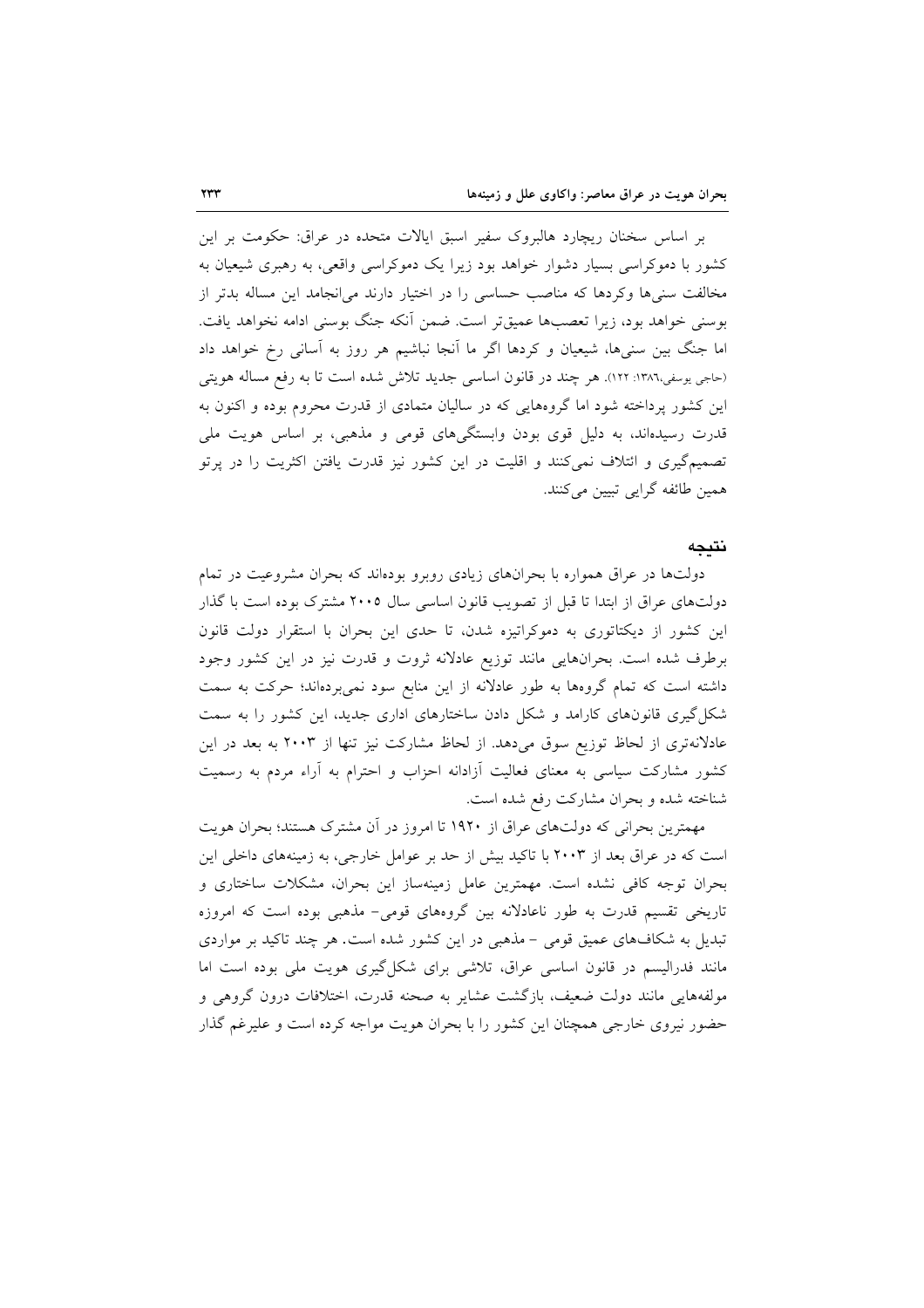بر اساس سخنان ریچارد هالبروک سفیر اسبق ایالات متحده در عراق: حکومت بر این کشور با دموکراسی بسیار دشوار خواهد بود زیرا یک دموکراسی واقعی، به رهبری شیعیان به مخالفت سنی‌ها وکردها که مناصب حساسی را در اختیار دارند می‌انجامد این مساله بدتر از بوسنی خواهد بود، زیرا تعصب‌ها عمیق‌تر است. ضمن آنکه جنگ بوسنی ادامه نخواهد یافت. اما جنگ بین سنی‌ها، شیعیان و کردها اگر ما آنجا نباشیم هر روز به آسانی رخ خواهد داد (حاجی یوسفی،۱۳۸٦: ۱۲۲). هر چند در قانون اساسی جدید تلاش شده است تا به رفع مساله هویتی این کشور پرداخته شود اما گروه‌هایی که در سالیان متمادی از قدرت محروم بوده و اکنون به قدرت رسیده‌اند، به دلیل قوی بودن وابستگی‌های قومی و مذهبی، بر اساس هویت ملی تصمیم‌گیری و ائتلاف نمی‌کنند و اقلیت در این کشور نیز قدرت یافتن اکثریت را در پرتو همین طائفه گرایی تبیین می‌کنند.

## نتیجه

دولت‌ها در عراق همواره با بحران‌های زیادی روبرو بوده‌اند که بحران مشروعیت در تمام دولت‌های عراق از ابتدا تا قبل از تصویب قانون اساسی سال ۲۰۰۵ مشترک بوده است با گذار این کشور از دیکتاتوری به دموکراتیزه شدن، تا حدی این بحران با استقرار دولت قانون برطرف شده است. بحران‌هایی مانند توزیع عادلانه ثروت و قدرت نیز در این کشور وجود داشته است که تمام گروه‌ها به طور عادلانه از این منابع سود نمی‌برده‌اند؛ حرکت به سمت شکل‌گیری قانون‌های کارامد و شکل دادن ساختارهای اداری جدید، این کشور را به سمت عادلانه‌تری از لحاظ توزیع سوق می‌دهد. از لحاظ مشارکت نیز تنها از ۲۰۰۳ به بعد در این کشور مشارکت سیاسی به معنای فعالیت آزادانه احزاب و احترام به آراء مردم به رسمیت شناخته شده و بحران مشارکت رفع شده است.

مهمترین بحرانی که دولت‌های عراق از ۱۹۲۰ تا امروز در آن مشترک هستند؛ بحران هویت است که در عراق بعد از ۲۰۰۳ با تاکید بیش از حد بر عوامل خارجی، به زمینه‌های داخلی این بحران توجه کافی نشده است. مهمترین عامل زمینه‌ساز این بحران، مشکلات ساختاری و تاریخی تقسیم قدرت به طور ناعادلانه بین گروه‌های قومی- مذهبی بوده است که امروزه تبدیل به شکاف‌های عمیق قومی – مذهبی در این کشور شده است. هر چند تاکید بر مواردی مانند فدرالیسم در قانون اساسی عراق، تلاشی برای شکل‌گیری هویت ملی بوده است اما مولفه‌هایی مانند دولت ضعیف، بازگشت عشایر به صحنه قدرت، اختلافات درون گروهی و حضور نیروی خارجی همچنان این کشور را با بحران هویت مواجه کرده است و علیرغم گذار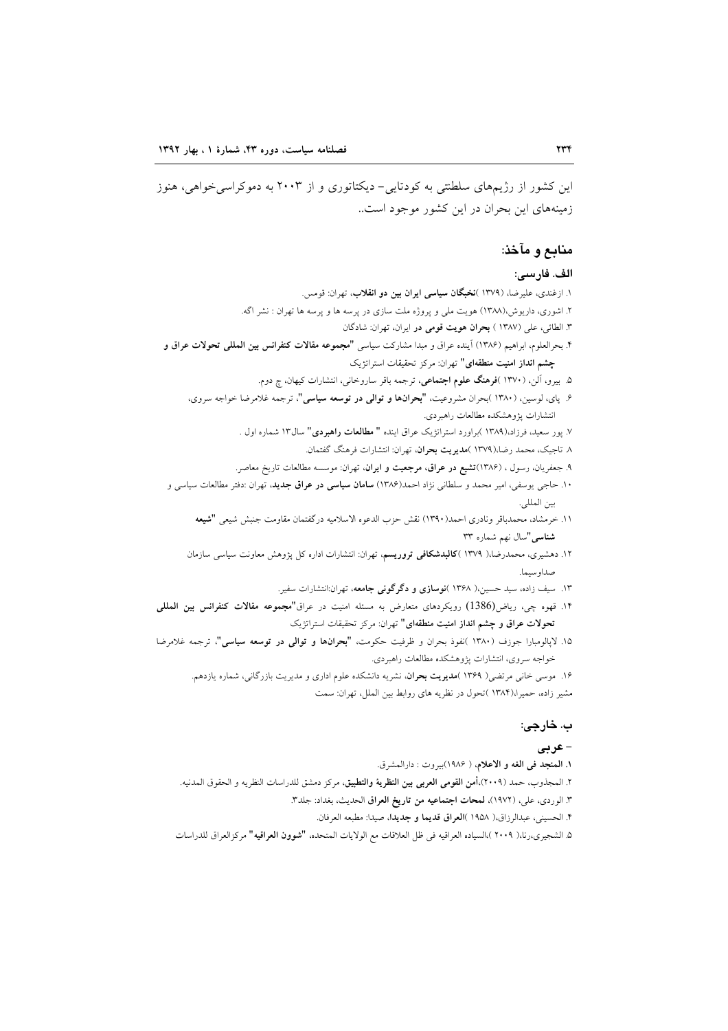این کشور از رژیم‌های سلطنتی به کودتایی- دیکتاتوری و از ۲۰۰۳ به دموکراسی‌خواهی، هنوز زمینه‌های این بحران در این کشور موجود است..

## منابع و مآخذ:

### الف. فارسی:

۱. ازغندی، علیرضا، (۱۳۷۹ )**نخبگان سیاسی ایران بین دو انقلاب**، تهران: قومس.

۲. اشوری، داریوش،(۱۳۸۸) هویت ملی و پروژه ملت سازی در پرسه ها و پرسه ها تهران : نشر اگه.

۳. الطائی، علی (۱۳۸۷ ) **بحران هویت قومی در** ایران، تهران: شادگان

۴. بحرالعلوم، ابراهیم (۱۳۸۶) آینده عراق و مبدا مشارکت سیاسی **"مجموعه مقالات کنفرانس بین المللی تحولات عراق و چشم انداز امنیت منطقه‌ای"** تهران: مرکز تحقیقات استراتژیک

۵. بیرو، آلن، (۱۳۷۰ )**فرهنگ علوم اجتماعی**، ترجمه باقر ساروخانی، انتشارات کیهان، چ دوم.

۶. پای، لوسین، (۱۳۸۰ )بحران مشروعیت، **"بحران‌ها و توالی در توسعه سیاسی"**، ترجمه غلامرضا خواجه سروی، انتشارات پژوهشکده مطالعات راهبردی.

۷. پور سعید، فرزاد،(۱۳۸۹ )براورد استراتژیک عراق اینده **" مطالعات راهبردی"** سال۱۳ شماره اول .

۸. تاجیک، محمد رضا،(۱۳۷۹ )**مدیریت بحران**، تهران: انتشارات فرهنگ گفتمان.

۹. جعفریان، رسول ، (۱۳۸۶)**تشیع در عراق، مرجعیت و ایران**، تهران: موسسه مطالعات تاریخ معاصر.

۱۰. حاجی یوسفی، امیر محمد و سلطانی نژاد احمد(۱۳۸۶) **سامان سیاسی در عراق جدید**، تهران :دفتر مطالعات سیاسی و بین المللی.

۱۱. خرمشاد، محمدباقر ونادری احمد(۱۳۹۰) نقش حزب الدعوه الاسلامیه درگفتمان مقاومت جنبش شیعی **"شیعه شناسی"**سال نهم شماره ۳۳

۱۲. دهشیری، محمدرضا،( ۱۳۷۹ )**کالبدشکافی تروریسم**، تهران: انتشارات اداره کل پژوهش معاونت سیاسی سازمان صداوسیما.

۱۳. سیف زاده، سید حسین،( ۱۳۶۸ )**نوسازی و دگرگونی جامعه**، تهران:انتشارات سفیر.

۱۴. قهوه چی، ریاض(1386) رویکردهای متعارض به مسئله امنیت در عراق**"مجموعه مقالات کنفرانس بین المللی تحولات عراق و چشم انداز امنیت منطقه‌ای"** تهران: مرکز تحقیقات استراتژیک

۱۵. لاپالومبارا جوزف (۱۳۸۰ )نفوذ بحران و ظرفیت حکومت، **"بحران‌ها و توالی در توسعه سیاسی"**، ترجمه غلامرضا خواجه سروی، انتشارات پژوهشکده مطالعات راهبردی.

۱۶. موسی خانی مرتضی( ۱۳۶۹ )**مدیریت بحران**، نشریه دانشکده علوم اداری و مدیریت بازرگانی، شماره یازدهم.

مشیر زاده، حمیرا،(۱۳۸۴ )تحول در نظریه های روابط بین الملل، تهران: سمت

### ب. خارجی:

#### – عربی

۱. **المنجد فی الغه و الاعلام**، ( ۱۹۸۶)بیروت : دارالمشرق.

۲. المجذوب، حمد (۲۰۰۹)،**أمن القومی العربی بین النظریهٔ والتطبیق**، مرکز دمشق للدراسات النظریه و الحقوق المدنیه.

۳. الوردی، علی، (۱۹۷۲)، **لمحات اجتماعیه من تاریخ العراق** الحدیث، بغداد: جلد۳.

۴. الحسینی، عبدالرزاق،( ۱۹۵۸ )**العراق قدیما و جدیدا**، صیدا: مطبعه العرفان.

۵. الشجیری،رنا،( ۲۰۰۹ )،السیاده العراقیه فی ظل العلاقات مع الولایات المتحده، **"شوون العراقیه"** مرکزالعراق للدراسات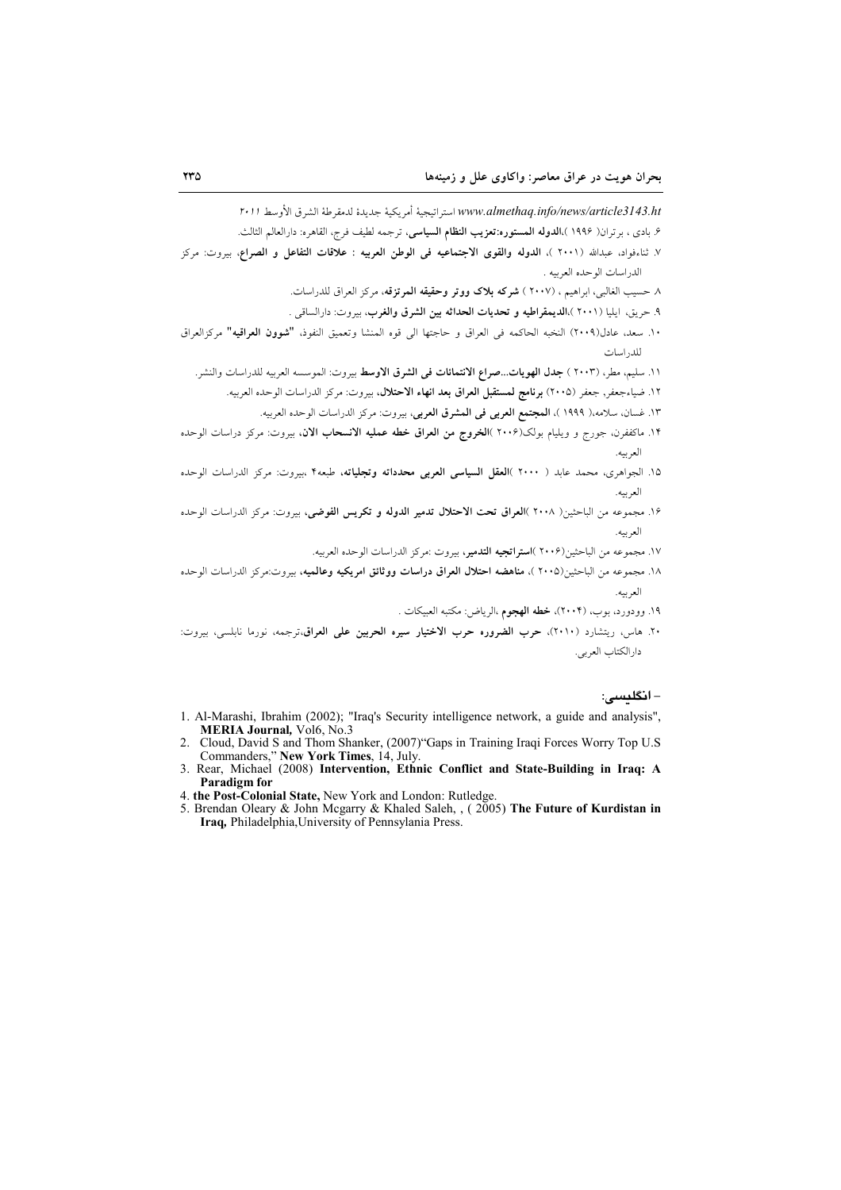www.almethaq.info/news/article3143.ht استراتيجية أمريكية جديدة لدمقرطة الشرق الأوسط ٢٠١١

۶. بادی ، برتران( ١٩٩۶ )،**الدوله المستوره:تعزيب النظام السياسى**، ترجمه لطيف فرج، القاهره: دارالعالم الثالث.

۷. ثناءفواد، عبدالله (٢٠٠١ )، **الدوله والقوى الاجتماعيه فى الوطن العربيه : علاقات التفاعل و الصراع**، بيروت: مركز الدراسات الوحده العربيه .

۸. حسيب الغالبى، ابراهيم ، (٢٠٠٧ ) **شركه بلاک ووتر وحقيقه المرتزقه**، مركز العراق للدراسات.

۹. حريق، ايليا (٢٠٠١ )،**الديمقراطيه و تحديات الحداثه بين الشرق والغرب**، بيروت: دارالساقى .

۱۰. سعد، عادل(٢٠٠٩) النخبه الحاكمه فى العراق و حاجتها الى قوه المنشا وتعميق النفوذ، **"شوون العراقيه"** مركزالعراق للدراسات

۱۱. سليم، مطر، (٢٠٠٣ ) **جدل الهويات...صراع الانتمائات فى الشرق الاوسط** بيروت: الموسسه العربيه للدراسات والنشر.

۱۲. ضياءجعفر، جعفر (٢٠٠۵) **برنامج لمستقبل العراق بعد انهاء الاحتلال**، بيروت: مركز الدراسات الوحده العربيه.

۱۳. غسان، سلامه،( ١٩٩٩ )، **المجتمع العربى فى المشرق العربى**، بيروت: مركز الدراسات الوحده العربيه.

۱۴. ماكغفرن، جورج و ويليام بولک(٢٠٠۶ )**الخروج من العراق خطه عمليه الانسحاب الان**، بيروت: مركز دراسات الوحده العربيه.

۱۵. الجواهرى، محمد عابد ( ٢٠٠٠ )**العقل السياسى العربى محدداته وتجلياته**، طبعه۴ ،بيروت: مركز الدراسات الوحده العربيه.

۱۶. مجموعه من الباحثين( ٢٠٠٨ )**العراق تحت الاحتلال تدمير الدوله و تكريس الفوضى**، بيروت: مركز الدراسات الوحده العربيه.

۱۷. مجموعه من الباحثين(٢٠٠۶ )**استراتجيه التدمير**، بيروت :مركز الدراسات الوحده العربيه.

۱۸. مجموعه من الباحثين(٢٠٠۵ )، **مناهضه احتلال العراق دراسات ووثائق امريكيه وعالميه**، بيروت:مركز الدراسات الوحده العربيه.

۱۹. وودورد، بوب، (٢٠٠۴)، **خطه الهجوم** ،الرياض: مكتبه العبيكات .

۲۰. هاس، ريتشارد (٢٠١٠)، **حرب الضروره حرب الاختيار سيره الحربين على العراق**،ترجمه، نورما نابلسى، بيروت: دارالكتاب العربى.

**– انگلیسی:**

1. Al-Marashi, Ibrahim (2002); "Iraq's Security intelligence network, a guide and analysis", **MERIA Journal,** Vol6, No.3
2. Cloud, David S and Thom Shanker, (2007)"Gaps in Training Iraqi Forces Worry Top U.S Commanders," **New York Times**, 14, July.
3. Rear, Michael (2008) **Intervention, Ethnic Conflict and State-Building in Iraq: A Paradigm for**
4. **the Post-Colonial State,** New York and London: Rutledge.
5. Brendan Oleary & John Mcgarry & Khaled Saleh, , ( 2005) **The Future of Kurdistan in Iraq,** Philadelphia,University of Pennsylania Press.